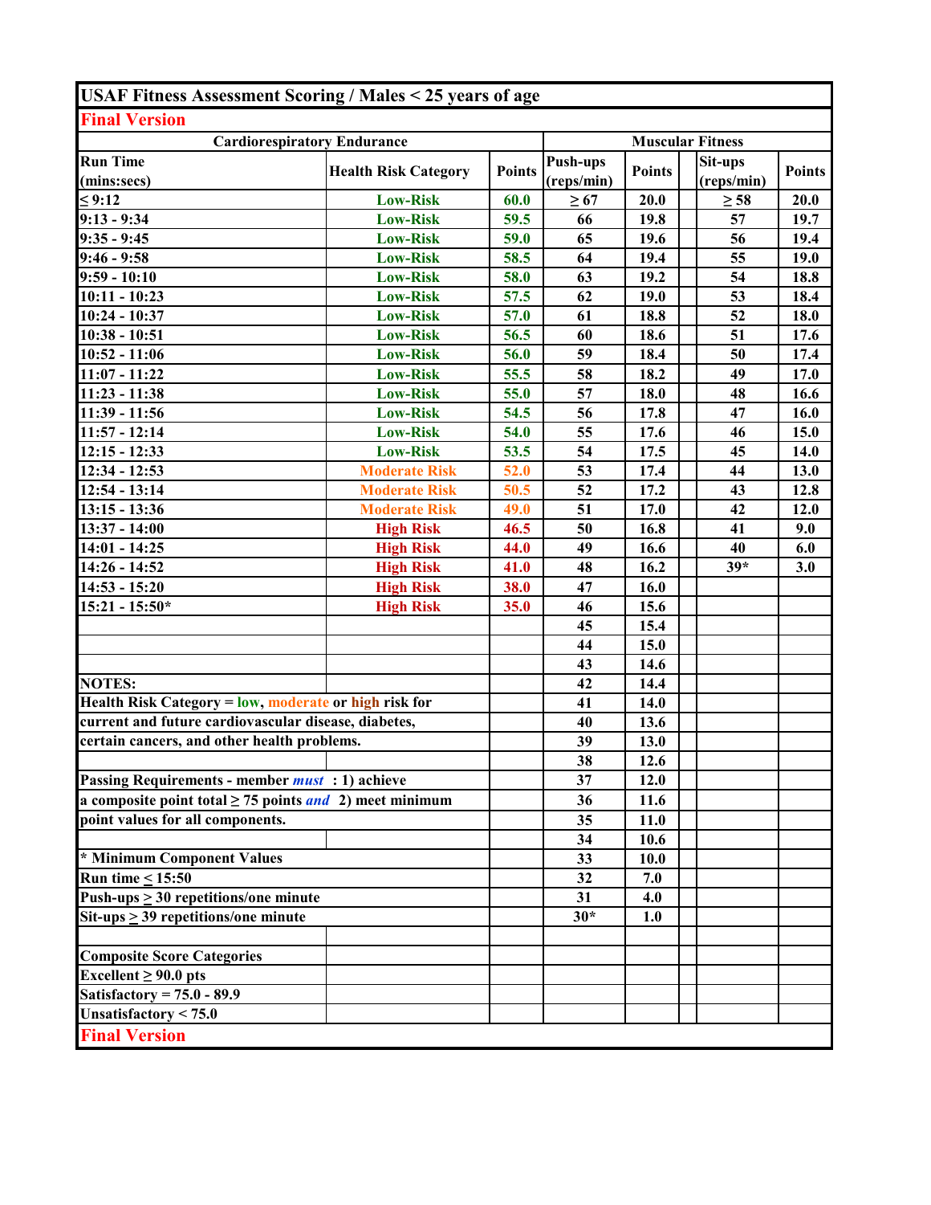# USAF Fitness Assessment Scoring / Males < 25 years of age

**Final Version**

| Cardiorespiratory Endurance | | | Muscular Fitness | | | |
|---|---|---|---|---|---|---|
| Run Time (mins:secs) | Health Risk Category | Points | Push-ups (reps/min) | Points | Sit-ups (reps/min) | Points |
| ≤ 9:12 | Low-Risk | 60.0 | ≥ 67 | 20.0 | ≥ 58 | 20.0 |
| 9:13 - 9:34 | Low-Risk | 59.5 | 66 | 19.8 | 57 | 19.7 |
| 9:35 - 9:45 | Low-Risk | 59.0 | 65 | 19.6 | 56 | 19.4 |
| 9:46 - 9:58 | Low-Risk | 58.5 | 64 | 19.4 | 55 | 19.0 |
| 9:59 - 10:10 | Low-Risk | 58.0 | 63 | 19.2 | 54 | 18.8 |
| 10:11 - 10:23 | Low-Risk | 57.5 | 62 | 19.0 | 53 | 18.4 |
| 10:24 - 10:37 | Low-Risk | 57.0 | 61 | 18.8 | 52 | 18.0 |
| 10:38 - 10:51 | Low-Risk | 56.5 | 60 | 18.6 | 51 | 17.6 |
| 10:52 - 11:06 | Low-Risk | 56.0 | 59 | 18.4 | 50 | 17.4 |
| 11:07 - 11:22 | Low-Risk | 55.5 | 58 | 18.2 | 49 | 17.0 |
| 11:23 - 11:38 | Low-Risk | 55.0 | 57 | 18.0 | 48 | 16.6 |
| 11:39 - 11:56 | Low-Risk | 54.5 | 56 | 17.8 | 47 | 16.0 |
| 11:57 - 12:14 | Low-Risk | 54.0 | 55 | 17.6 | 46 | 15.0 |
| 12:15 - 12:33 | Low-Risk | 53.5 | 54 | 17.5 | 45 | 14.0 |
| 12:34 - 12:53 | Moderate Risk | 52.0 | 53 | 17.4 | 44 | 13.0 |
| 12:54 - 13:14 | Moderate Risk | 50.5 | 52 | 17.2 | 43 | 12.8 |
| 13:15 - 13:36 | Moderate Risk | 49.0 | 51 | 17.0 | 42 | 12.0 |
| 13:37 - 14:00 | High Risk | 46.5 | 50 | 16.8 | 41 | 9.0 |
| 14:01 - 14:25 | High Risk | 44.0 | 49 | 16.6 | 40 | 6.0 |
| 14:26 - 14:52 | High Risk | 41.0 | 48 | 16.2 | 39* | 3.0 |
| 14:53 - 15:20 | High Risk | 38.0 | 47 | 16.0 | | |
| 15:21 - 15:50* | High Risk | 35.0 | 46 | 15.6 | | |
| | | | 45 | 15.4 | | |
| | | | 44 | 15.0 | | |
| | | | 43 | 14.6 | | |
| **NOTES:** | | | 42 | 14.4 | | |
| Health Risk Category = low, moderate or high risk for | | | 41 | 14.0 | | |
| current and future cardiovascular disease, diabetes, | | | 40 | 13.6 | | |
| certain cancers, and other health problems. | | | 39 | 13.0 | | |
| | | | 38 | 12.6 | | |
| Passing Requirements - member *must* : 1) achieve | | | 37 | 12.0 | | |
| a composite point total ≥ 75 points *and* 2) meet minimum | | | 36 | 11.6 | | |
| point values for all components. | | | 35 | 11.0 | | |
| | | | 34 | 10.6 | | |
| * Minimum Component Values | | | 33 | 10.0 | | |
| Run time ≤ 15:50 | | | 32 | 7.0 | | |
| Push-ups ≥ 30 repetitions/one minute | | | 31 | 4.0 | | |
| Sit-ups ≥ 39 repetitions/one minute | | | 30* | 1.0 | | |
| | | | | | | |
| **Composite Score Categories** | | | | | | |
| Excellent ≥ 90.0 pts | | | | | | |
| Satisfactory = 75.0 - 89.9 | | | | | | |
| Unsatisfactory < 75.0 | | | | | | |

**Final Version**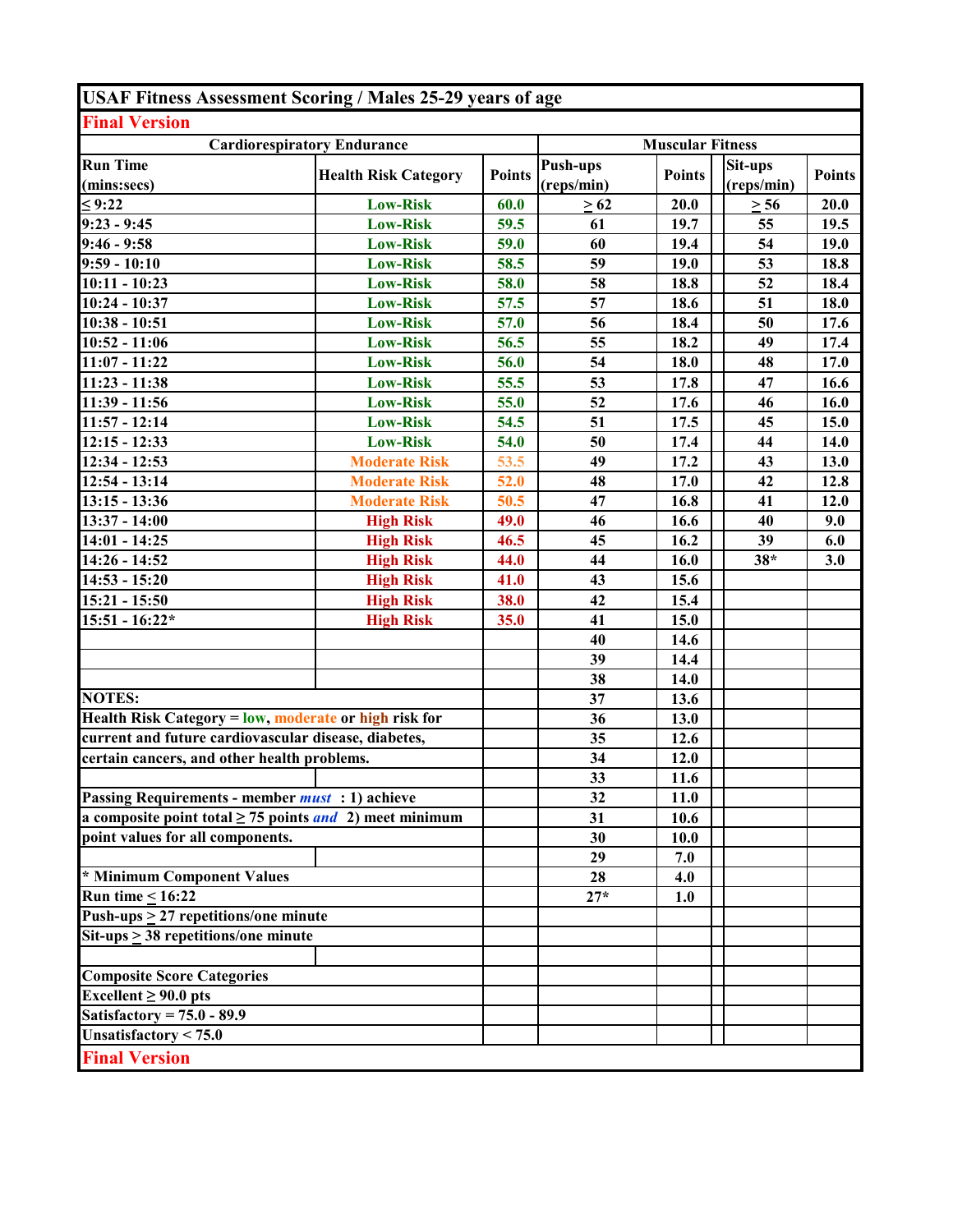# USAF Fitness Assessment Scoring / Males 25-29 years of age

**Final Version**

| Cardiorespiratory Endurance | | | Muscular Fitness | | | |
|---|---|---|---|---|---|---|
| **Run Time (mins:secs)** | **Health Risk Category** | **Points** | **Push-ups (reps/min)** | **Points** | **Sit-ups (reps/min)** | **Points** |
| ≤ 9:22 | Low-Risk | 60.0 | ≥ 62 | 20.0 | ≥ 56 | 20.0 |
| 9:23 - 9:45 | Low-Risk | 59.5 | 61 | 19.7 | 55 | 19.5 |
| 9:46 - 9:58 | Low-Risk | 59.0 | 60 | 19.4 | 54 | 19.0 |
| 9:59 - 10:10 | Low-Risk | 58.5 | 59 | 19.0 | 53 | 18.8 |
| 10:11 - 10:23 | Low-Risk | 58.0 | 58 | 18.8 | 52 | 18.4 |
| 10:24 - 10:37 | Low-Risk | 57.5 | 57 | 18.6 | 51 | 18.0 |
| 10:38 - 10:51 | Low-Risk | 57.0 | 56 | 18.4 | 50 | 17.6 |
| 10:52 - 11:06 | Low-Risk | 56.5 | 55 | 18.2 | 49 | 17.4 |
| 11:07 - 11:22 | Low-Risk | 56.0 | 54 | 18.0 | 48 | 17.0 |
| 11:23 - 11:38 | Low-Risk | 55.5 | 53 | 17.8 | 47 | 16.6 |
| 11:39 - 11:56 | Low-Risk | 55.0 | 52 | 17.6 | 46 | 16.0 |
| 11:57 - 12:14 | Low-Risk | 54.5 | 51 | 17.5 | 45 | 15.0 |
| 12:15 - 12:33 | Low-Risk | 54.0 | 50 | 17.4 | 44 | 14.0 |
| 12:34 - 12:53 | Moderate Risk | 53.5 | 49 | 17.2 | 43 | 13.0 |
| 12:54 - 13:14 | Moderate Risk | 52.0 | 48 | 17.0 | 42 | 12.8 |
| 13:15 - 13:36 | Moderate Risk | 50.5 | 47 | 16.8 | 41 | 12.0 |
| 13:37 - 14:00 | High Risk | 49.0 | 46 | 16.6 | 40 | 9.0 |
| 14:01 - 14:25 | High Risk | 46.5 | 45 | 16.2 | 39 | 6.0 |
| 14:26 - 14:52 | High Risk | 44.0 | 44 | 16.0 | 38* | 3.0 |
| 14:53 - 15:20 | High Risk | 41.0 | 43 | 15.6 | | |
| 15:21 - 15:50 | High Risk | 38.0 | 42 | 15.4 | | |
| 15:51 - 16:22* | High Risk | 35.0 | 41 | 15.0 | | |
| | | | 40 | 14.6 | | |
| | | | 39 | 14.4 | | |
| | | | 38 | 14.0 | | |
| | | | 37 | 13.6 | | |
| | | | 36 | 13.0 | | |
| | | | 35 | 12.6 | | |
| | | | 34 | 12.0 | | |
| | | | 33 | 11.6 | | |
| | | | 32 | 11.0 | | |
| | | | 31 | 10.6 | | |
| | | | 30 | 10.0 | | |
| | | | 29 | 7.0 | | |
| | | | 28 | 4.0 | | |
| | | | 27* | 1.0 | | |

**NOTES:**

**Health Risk Category = low, moderate or high risk for current and future cardiovascular disease, diabetes, certain cancers, and other health problems.**

**Passing Requirements - member *must* : 1) achieve a composite point total ≥ 75 points *and* 2) meet minimum point values for all components.**

**\* Minimum Component Values**

**Run time ≤ 16:22**

**Push-ups ≥ 27 repetitions/one minute**

**Sit-ups ≥ 38 repetitions/one minute**

**Composite Score Categories**

**Excellent ≥ 90.0 pts**

**Satisfactory = 75.0 - 89.9**

**Unsatisfactory < 75.0**

**Final Version**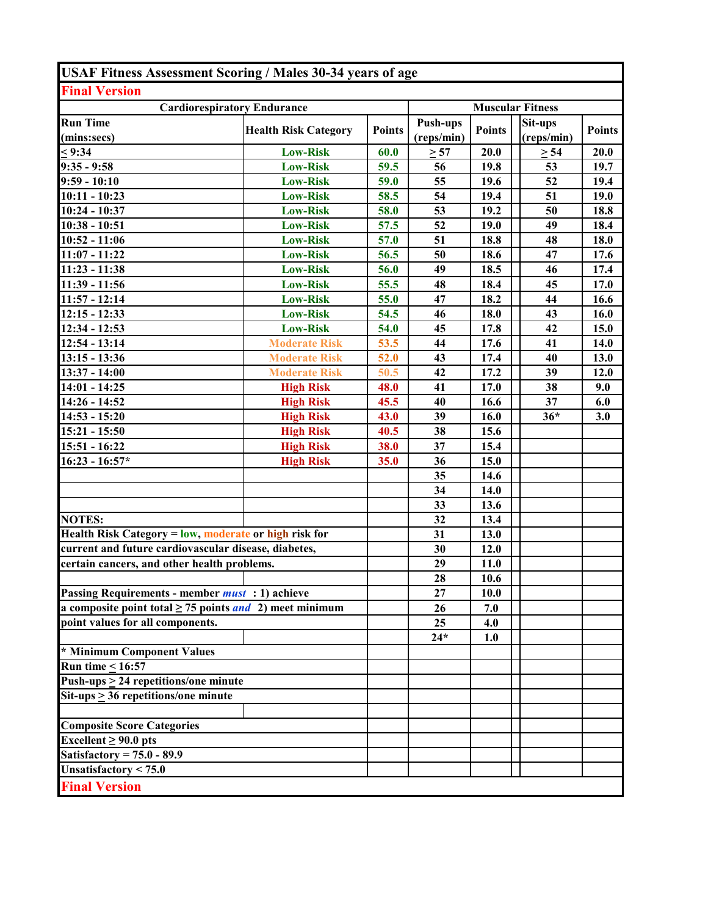# USAF Fitness Assessment Scoring / Males 30-34 years of age

**Final Version**

| Cardiorespiratory Endurance | | | Muscular Fitness | | | |
|---|---|---|---|---|---|---|
| Run Time (mins:secs) | Health Risk Category | Points | Push-ups (reps/min) | Points | Sit-ups (reps/min) | Points |
| ≤ 9:34 | Low-Risk | 60.0 | ≥ 57 | 20.0 | ≥ 54 | 20.0 |
| 9:35 - 9:58 | Low-Risk | 59.5 | 56 | 19.8 | 53 | 19.7 |
| 9:59 - 10:10 | Low-Risk | 59.0 | 55 | 19.6 | 52 | 19.4 |
| 10:11 - 10:23 | Low-Risk | 58.5 | 54 | 19.4 | 51 | 19.0 |
| 10:24 - 10:37 | Low-Risk | 58.0 | 53 | 19.2 | 50 | 18.8 |
| 10:38 - 10:51 | Low-Risk | 57.5 | 52 | 19.0 | 49 | 18.4 |
| 10:52 - 11:06 | Low-Risk | 57.0 | 51 | 18.8 | 48 | 18.0 |
| 11:07 - 11:22 | Low-Risk | 56.5 | 50 | 18.6 | 47 | 17.6 |
| 11:23 - 11:38 | Low-Risk | 56.0 | 49 | 18.5 | 46 | 17.4 |
| 11:39 - 11:56 | Low-Risk | 55.5 | 48 | 18.4 | 45 | 17.0 |
| 11:57 - 12:14 | Low-Risk | 55.0 | 47 | 18.2 | 44 | 16.6 |
| 12:15 - 12:33 | Low-Risk | 54.5 | 46 | 18.0 | 43 | 16.0 |
| 12:34 - 12:53 | Low-Risk | 54.0 | 45 | 17.8 | 42 | 15.0 |
| 12:54 - 13:14 | Moderate Risk | 53.5 | 44 | 17.6 | 41 | 14.0 |
| 13:15 - 13:36 | Moderate Risk | 52.0 | 43 | 17.4 | 40 | 13.0 |
| 13:37 - 14:00 | Moderate Risk | 50.5 | 42 | 17.2 | 39 | 12.0 |
| 14:01 - 14:25 | High Risk | 48.0 | 41 | 17.0 | 38 | 9.0 |
| 14:26 - 14:52 | High Risk | 45.5 | 40 | 16.6 | 37 | 6.0 |
| 14:53 - 15:20 | High Risk | 43.0 | 39 | 16.0 | 36* | 3.0 |
| 15:21 - 15:50 | High Risk | 40.5 | 38 | 15.6 | | |
| 15:51 - 16:22 | High Risk | 38.0 | 37 | 15.4 | | |
| 16:23 - 16:57* | High Risk | 35.0 | 36 | 15.0 | | |
| | | | 35 | 14.6 | | |
| | | | 34 | 14.0 | | |
| | | | 33 | 13.6 | | |
| | | | 32 | 13.4 | | |
| | | | 31 | 13.0 | | |
| | | | 30 | 12.0 | | |
| | | | 29 | 11.0 | | |
| | | | 28 | 10.6 | | |
| | | | 27 | 10.0 | | |
| | | | 26 | 7.0 | | |
| | | | 25 | 4.0 | | |
| | | | 24* | 1.0 | | |

**NOTES:**

**Health Risk Category = low, moderate or high risk for current and future cardiovascular disease, diabetes, certain cancers, and other health problems.**

**Passing Requirements - member *must* : 1) achieve a composite point total ≥ 75 points *and* 2) meet minimum point values for all components.**

**\* Minimum Component Values**
**Run time ≤ 16:57**
**Push-ups ≥ 24 repetitions/one minute**
**Sit-ups ≥ 36 repetitions/one minute**

**Composite Score Categories**
**Excellent ≥ 90.0 pts**
**Satisfactory = 75.0 - 89.9**
**Unsatisfactory < 75.0**

**Final Version**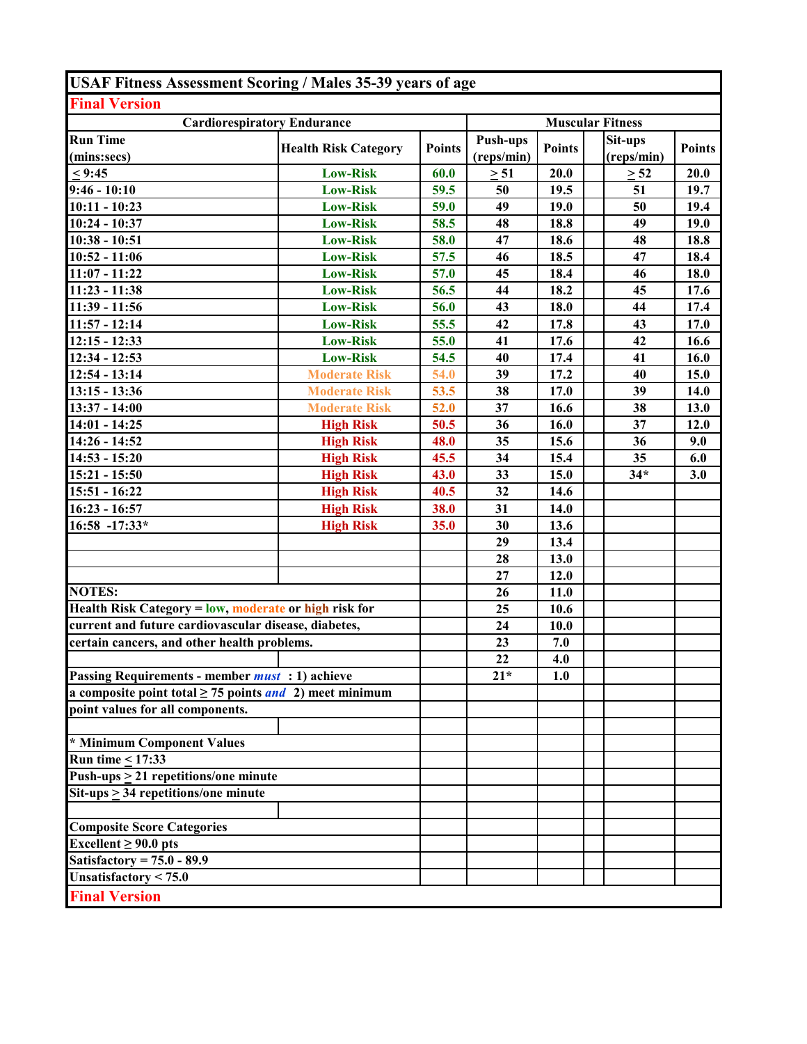# USAF Fitness Assessment Scoring / Males 35-39 years of age

**Final Version**

| Run Time (mins:secs) | Health Risk Category | Points | Push-ups (reps/min) | Points | Sit-ups (reps/min) | Points |
|---|---|---|---|---|---|---|
| ≤ 9:45 | Low-Risk | 60.0 | ≥ 51 | 20.0 | ≥ 52 | 20.0 |
| 9:46 - 10:10 | Low-Risk | 59.5 | 50 | 19.5 | 51 | 19.7 |
| 10:11 - 10:23 | Low-Risk | 59.0 | 49 | 19.0 | 50 | 19.4 |
| 10:24 - 10:37 | Low-Risk | 58.5 | 48 | 18.8 | 49 | 19.0 |
| 10:38 - 10:51 | Low-Risk | 58.0 | 47 | 18.6 | 48 | 18.8 |
| 10:52 - 11:06 | Low-Risk | 57.5 | 46 | 18.5 | 47 | 18.4 |
| 11:07 - 11:22 | Low-Risk | 57.0 | 45 | 18.4 | 46 | 18.0 |
| 11:23 - 11:38 | Low-Risk | 56.5 | 44 | 18.2 | 45 | 17.6 |
| 11:39 - 11:56 | Low-Risk | 56.0 | 43 | 18.0 | 44 | 17.4 |
| 11:57 - 12:14 | Low-Risk | 55.5 | 42 | 17.8 | 43 | 17.0 |
| 12:15 - 12:33 | Low-Risk | 55.0 | 41 | 17.6 | 42 | 16.6 |
| 12:34 - 12:53 | Low-Risk | 54.5 | 40 | 17.4 | 41 | 16.0 |
| 12:54 - 13:14 | Moderate Risk | 54.0 | 39 | 17.2 | 40 | 15.0 |
| 13:15 - 13:36 | Moderate Risk | 53.5 | 38 | 17.0 | 39 | 14.0 |
| 13:37 - 14:00 | Moderate Risk | 52.0 | 37 | 16.6 | 38 | 13.0 |
| 14:01 - 14:25 | High Risk | 50.5 | 36 | 16.0 | 37 | 12.0 |
| 14:26 - 14:52 | High Risk | 48.0 | 35 | 15.6 | 36 | 9.0 |
| 14:53 - 15:20 | High Risk | 45.5 | 34 | 15.4 | 35 | 6.0 |
| 15:21 - 15:50 | High Risk | 43.0 | 33 | 15.0 | 34* | 3.0 |
| 15:51 - 16:22 | High Risk | 40.5 | 32 | 14.6 | | |
| 16:23 - 16:57 | High Risk | 38.0 | 31 | 14.0 | | |
| 16:58 -17:33* | High Risk | 35.0 | 30 | 13.6 | | |
| | | | 29 | 13.4 | | |
| | | | 28 | 13.0 | | |
| | | | 27 | 12.0 | | |
| | | | 26 | 11.0 | | |
| | | | 25 | 10.6 | | |
| | | | 24 | 10.0 | | |
| | | | 23 | 7.0 | | |
| | | | 22 | 4.0 | | |
| | | | 21* | 1.0 | | |

Cardiorespiratory Endurance: Run Time, Health Risk Category, Points. Muscular Fitness: Push-ups, Sit-ups.

**NOTES:**

Health Risk Category = low, moderate or high risk for current and future cardiovascular disease, diabetes, certain cancers, and other health problems.

Passing Requirements - member *must* : 1) achieve a composite point total ≥ 75 points *and* 2) meet minimum point values for all components.

**\* Minimum Component Values**
- Run time ≤ 17:33
- Push-ups ≥ 21 repetitions/one minute
- Sit-ups ≥ 34 repetitions/one minute

**Composite Score Categories**
- Excellent ≥ 90.0 pts
- Satisfactory = 75.0 - 89.9
- Unsatisfactory < 75.0

**Final Version**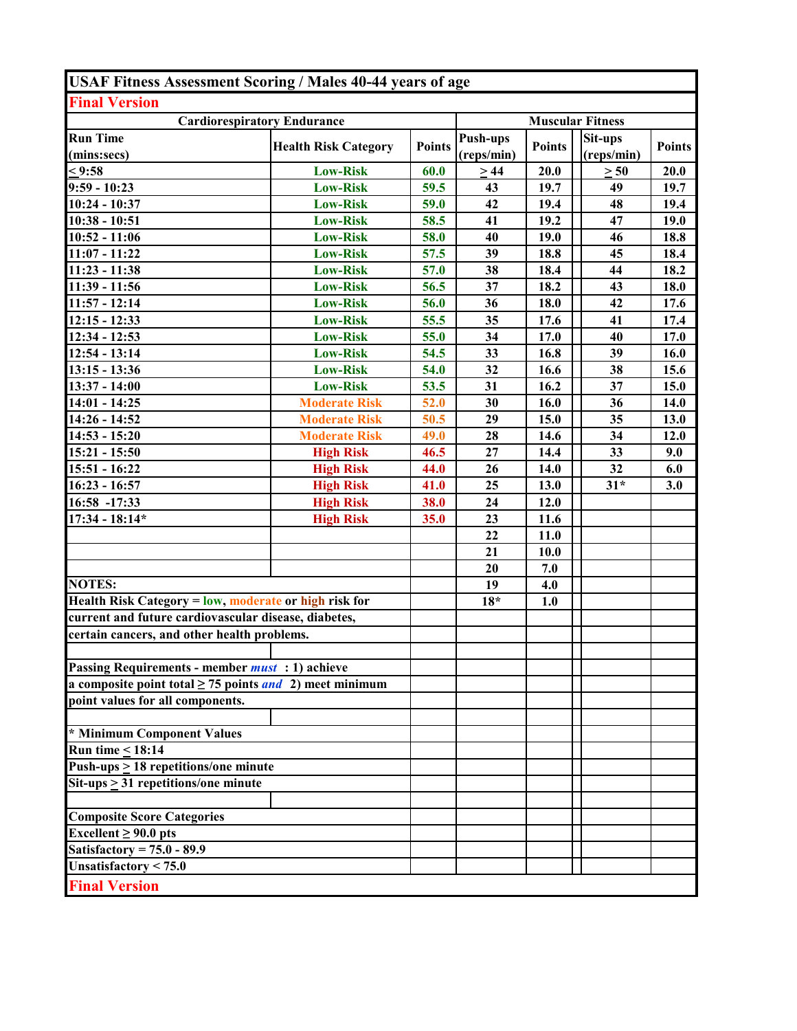# USAF Fitness Assessment Scoring / Males 40-44 years of age

## Final Version

| Cardiorespiratory Endurance | | | Muscular Fitness | | | |
|---|---|---|---|---|---|---|
| Run Time (mins:secs) | Health Risk Category | Points | Push-ups (reps/min) | Points | Sit-ups (reps/min) | Points |
| ≤ 9:58 | Low-Risk | 60.0 | ≥ 44 | 20.0 | ≥ 50 | 20.0 |
| 9:59 - 10:23 | Low-Risk | 59.5 | 43 | 19.7 | 49 | 19.7 |
| 10:24 - 10:37 | Low-Risk | 59.0 | 42 | 19.4 | 48 | 19.4 |
| 10:38 - 10:51 | Low-Risk | 58.5 | 41 | 19.2 | 47 | 19.0 |
| 10:52 - 11:06 | Low-Risk | 58.0 | 40 | 19.0 | 46 | 18.8 |
| 11:07 - 11:22 | Low-Risk | 57.5 | 39 | 18.8 | 45 | 18.4 |
| 11:23 - 11:38 | Low-Risk | 57.0 | 38 | 18.4 | 44 | 18.2 |
| 11:39 - 11:56 | Low-Risk | 56.5 | 37 | 18.2 | 43 | 18.0 |
| 11:57 - 12:14 | Low-Risk | 56.0 | 36 | 18.0 | 42 | 17.6 |
| 12:15 - 12:33 | Low-Risk | 55.5 | 35 | 17.6 | 41 | 17.4 |
| 12:34 - 12:53 | Low-Risk | 55.0 | 34 | 17.0 | 40 | 17.0 |
| 12:54 - 13:14 | Low-Risk | 54.5 | 33 | 16.8 | 39 | 16.0 |
| 13:15 - 13:36 | Low-Risk | 54.0 | 32 | 16.6 | 38 | 15.6 |
| 13:37 - 14:00 | Low-Risk | 53.5 | 31 | 16.2 | 37 | 15.0 |
| 14:01 - 14:25 | Moderate Risk | 52.0 | 30 | 16.0 | 36 | 14.0 |
| 14:26 - 14:52 | Moderate Risk | 50.5 | 29 | 15.0 | 35 | 13.0 |
| 14:53 - 15:20 | Moderate Risk | 49.0 | 28 | 14.6 | 34 | 12.0 |
| 15:21 - 15:50 | High Risk | 46.5 | 27 | 14.4 | 33 | 9.0 |
| 15:51 - 16:22 | High Risk | 44.0 | 26 | 14.0 | 32 | 6.0 |
| 16:23 - 16:57 | High Risk | 41.0 | 25 | 13.0 | 31* | 3.0 |
| 16:58 -17:33 | High Risk | 38.0 | 24 | 12.0 | | |
| 17:34 - 18:14* | High Risk | 35.0 | 23 | 11.6 | | |
| | | | 22 | 11.0 | | |
| | | | 21 | 10.0 | | |
| | | | 20 | 7.0 | | |
| | | | 19 | 4.0 | | |
| | | | 18* | 1.0 | | |

**NOTES:**

Health Risk Category = low, moderate or high risk for current and future cardiovascular disease, diabetes, certain cancers, and other health problems.

Passing Requirements - member *must* : 1) achieve a composite point total ≥ 75 points *and* 2) meet minimum point values for all components.

\* Minimum Component Values
- Run time ≤ 18:14
- Push-ups ≥ 18 repetitions/one minute
- Sit-ups ≥ 31 repetitions/one minute

Composite Score Categories
- Excellent ≥ 90.0 pts
- Satisfactory = 75.0 - 89.9
- Unsatisfactory < 75.0

## Final Version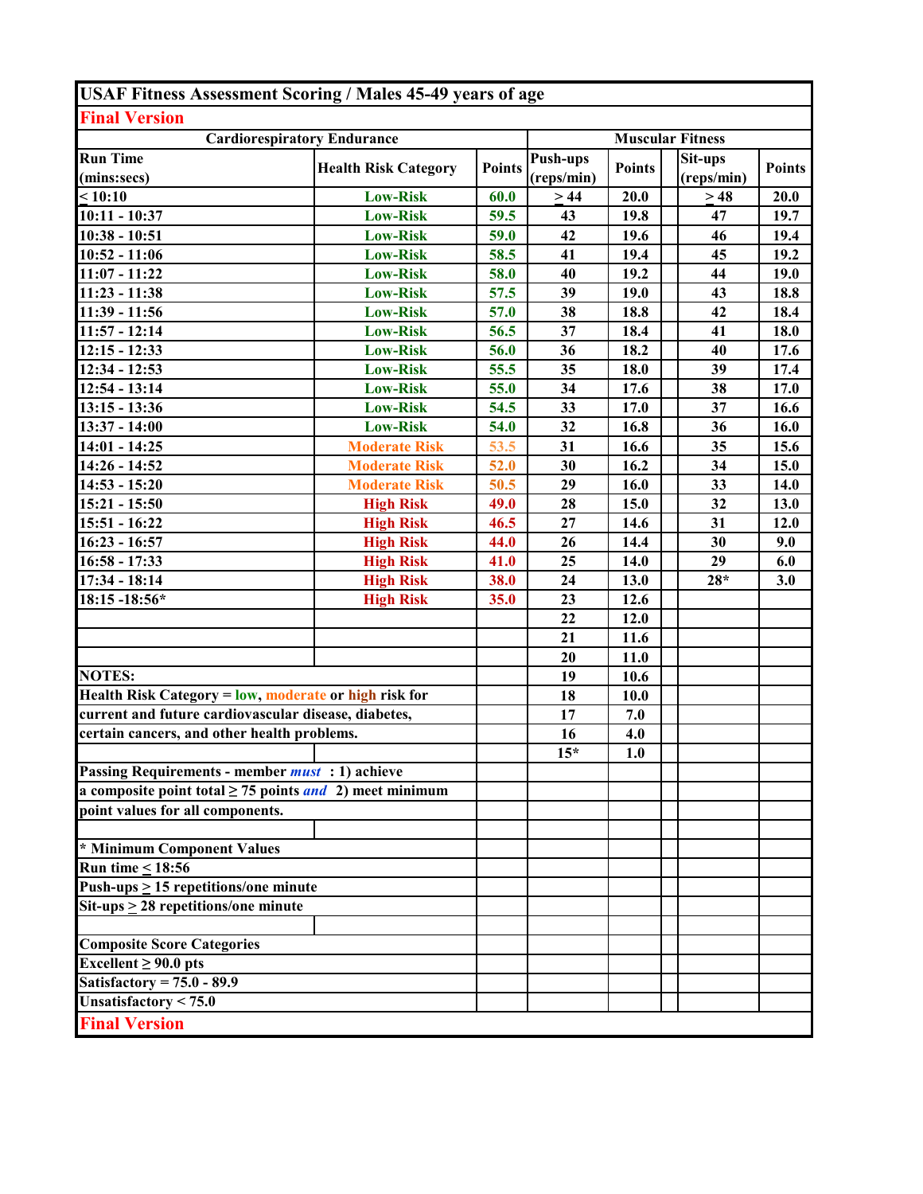# USAF Fitness Assessment Scoring / Males 45-49 years of age

**Final Version**

| Cardiorespiratory Endurance | | | Muscular Fitness | | | |
|---|---|---|---|---|---|---|
| Run Time (mins:secs) | Health Risk Category | Points | Push-ups (reps/min) | Points | Sit-ups (reps/min) | Points |
| ≤ 10:10 | Low-Risk | 60.0 | ≥ 44 | 20.0 | ≥ 48 | 20.0 |
| 10:11 - 10:37 | Low-Risk | 59.5 | 43 | 19.8 | 47 | 19.7 |
| 10:38 - 10:51 | Low-Risk | 59.0 | 42 | 19.6 | 46 | 19.4 |
| 10:52 - 11:06 | Low-Risk | 58.5 | 41 | 19.4 | 45 | 19.2 |
| 11:07 - 11:22 | Low-Risk | 58.0 | 40 | 19.2 | 44 | 19.0 |
| 11:23 - 11:38 | Low-Risk | 57.5 | 39 | 19.0 | 43 | 18.8 |
| 11:39 - 11:56 | Low-Risk | 57.0 | 38 | 18.8 | 42 | 18.4 |
| 11:57 - 12:14 | Low-Risk | 56.5 | 37 | 18.4 | 41 | 18.0 |
| 12:15 - 12:33 | Low-Risk | 56.0 | 36 | 18.2 | 40 | 17.6 |
| 12:34 - 12:53 | Low-Risk | 55.5 | 35 | 18.0 | 39 | 17.4 |
| 12:54 - 13:14 | Low-Risk | 55.0 | 34 | 17.6 | 38 | 17.0 |
| 13:15 - 13:36 | Low-Risk | 54.5 | 33 | 17.0 | 37 | 16.6 |
| 13:37 - 14:00 | Low-Risk | 54.0 | 32 | 16.8 | 36 | 16.0 |
| 14:01 - 14:25 | Moderate Risk | 53.5 | 31 | 16.6 | 35 | 15.6 |
| 14:26 - 14:52 | Moderate Risk | 52.0 | 30 | 16.2 | 34 | 15.0 |
| 14:53 - 15:20 | Moderate Risk | 50.5 | 29 | 16.0 | 33 | 14.0 |
| 15:21 - 15:50 | High Risk | 49.0 | 28 | 15.0 | 32 | 13.0 |
| 15:51 - 16:22 | High Risk | 46.5 | 27 | 14.6 | 31 | 12.0 |
| 16:23 - 16:57 | High Risk | 44.0 | 26 | 14.4 | 30 | 9.0 |
| 16:58 - 17:33 | High Risk | 41.0 | 25 | 14.0 | 29 | 6.0 |
| 17:34 - 18:14 | High Risk | 38.0 | 24 | 13.0 | 28* | 3.0 |
| 18:15 -18:56* | High Risk | 35.0 | 23 | 12.6 | | |
| | | | 22 | 12.0 | | |
| | | | 21 | 11.6 | | |
| | | | 20 | 11.0 | | |
| | | | 19 | 10.6 | | |
| | | | 18 | 10.0 | | |
| | | | 17 | 7.0 | | |
| | | | 16 | 4.0 | | |
| | | | 15* | 1.0 | | |

**NOTES:**

Health Risk Category = low, moderate or high risk for current and future cardiovascular disease, diabetes, certain cancers, and other health problems.

Passing Requirements - member *must* : 1) achieve a composite point total ≥ 75 points *and* 2) meet minimum point values for all components.

\* Minimum Component Values

Run time ≤ 18:56

Push-ups ≥ 15 repetitions/one minute

Sit-ups ≥ 28 repetitions/one minute

Composite Score Categories

Excellent ≥ 90.0 pts

Satisfactory = 75.0 - 89.9

Unsatisfactory < 75.0

**Final Version**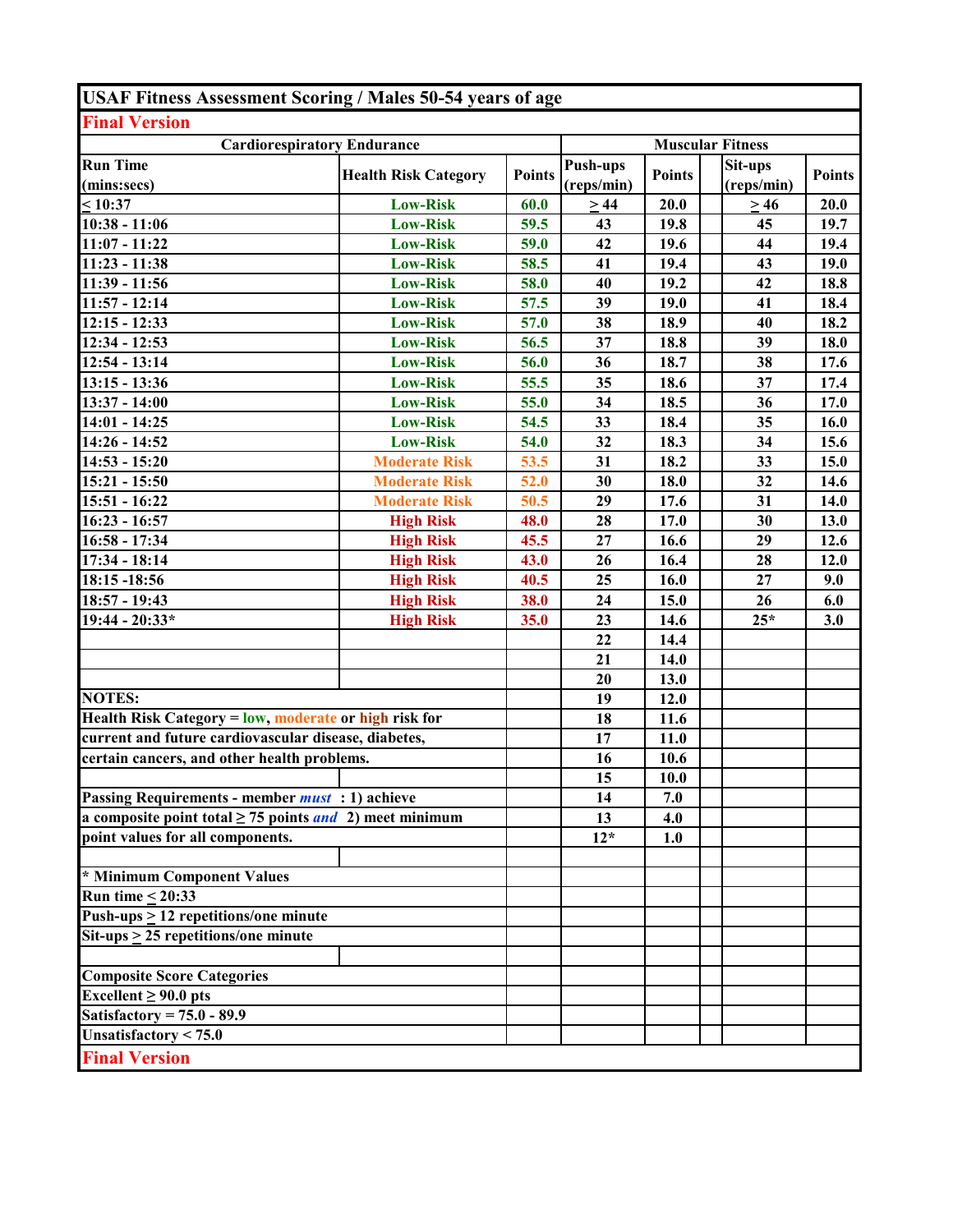## USAF Fitness Assessment Scoring / Males 50-54 years of age

**Final Version**

| Cardiorespiratory Endurance | | | Muscular Fitness | | | |
|---|---|---|---|---|---|---|
| **Run Time (mins:secs)** | **Health Risk Category** | **Points** | **Push-ups (reps/min)** | **Points** | **Sit-ups (reps/min)** | **Points** |
| ≤ 10:37 | Low-Risk | 60.0 | ≥ 44 | 20.0 | ≥ 46 | 20.0 |
| 10:38 - 11:06 | Low-Risk | 59.5 | 43 | 19.8 | 45 | 19.7 |
| 11:07 - 11:22 | Low-Risk | 59.0 | 42 | 19.6 | 44 | 19.4 |
| 11:23 - 11:38 | Low-Risk | 58.5 | 41 | 19.4 | 43 | 19.0 |
| 11:39 - 11:56 | Low-Risk | 58.0 | 40 | 19.2 | 42 | 18.8 |
| 11:57 - 12:14 | Low-Risk | 57.5 | 39 | 19.0 | 41 | 18.4 |
| 12:15 - 12:33 | Low-Risk | 57.0 | 38 | 18.9 | 40 | 18.2 |
| 12:34 - 12:53 | Low-Risk | 56.5 | 37 | 18.8 | 39 | 18.0 |
| 12:54 - 13:14 | Low-Risk | 56.0 | 36 | 18.7 | 38 | 17.6 |
| 13:15 - 13:36 | Low-Risk | 55.5 | 35 | 18.6 | 37 | 17.4 |
| 13:37 - 14:00 | Low-Risk | 55.0 | 34 | 18.5 | 36 | 17.0 |
| 14:01 - 14:25 | Low-Risk | 54.5 | 33 | 18.4 | 35 | 16.0 |
| 14:26 - 14:52 | Low-Risk | 54.0 | 32 | 18.3 | 34 | 15.6 |
| 14:53 - 15:20 | Moderate Risk | 53.5 | 31 | 18.2 | 33 | 15.0 |
| 15:21 - 15:50 | Moderate Risk | 52.0 | 30 | 18.0 | 32 | 14.6 |
| 15:51 - 16:22 | Moderate Risk | 50.5 | 29 | 17.6 | 31 | 14.0 |
| 16:23 - 16:57 | High Risk | 48.0 | 28 | 17.0 | 30 | 13.0 |
| 16:58 - 17:34 | High Risk | 45.5 | 27 | 16.6 | 29 | 12.6 |
| 17:34 - 18:14 | High Risk | 43.0 | 26 | 16.4 | 28 | 12.0 |
| 18:15 -18:56 | High Risk | 40.5 | 25 | 16.0 | 27 | 9.0 |
| 18:57 - 19:43 | High Risk | 38.0 | 24 | 15.0 | 26 | 6.0 |
| 19:44 - 20:33* | High Risk | 35.0 | 23 | 14.6 | 25* | 3.0 |
| | | | 22 | 14.4 | | |
| | | | 21 | 14.0 | | |
| | | | 20 | 13.0 | | |
| | | | 19 | 12.0 | | |
| | | | 18 | 11.6 | | |
| | | | 17 | 11.0 | | |
| | | | 16 | 10.6 | | |
| | | | 15 | 10.0 | | |
| | | | 14 | 7.0 | | |
| | | | 13 | 4.0 | | |
| | | | 12* | 1.0 | | |

**NOTES:**

**Health Risk Category = low, moderate or high risk for current and future cardiovascular disease, diabetes, certain cancers, and other health problems.**

**Passing Requirements - member *must* : 1) achieve a composite point total ≥ 75 points *and* 2) meet minimum point values for all components.**

**\* Minimum Component Values**

**Run time ≤ 20:33**

**Push-ups ≥ 12 repetitions/one minute**

**Sit-ups ≥ 25 repetitions/one minute**

**Composite Score Categories**

**Excellent ≥ 90.0 pts**

**Satisfactory = 75.0 - 89.9**

**Unsatisfactory < 75.0**

**Final Version**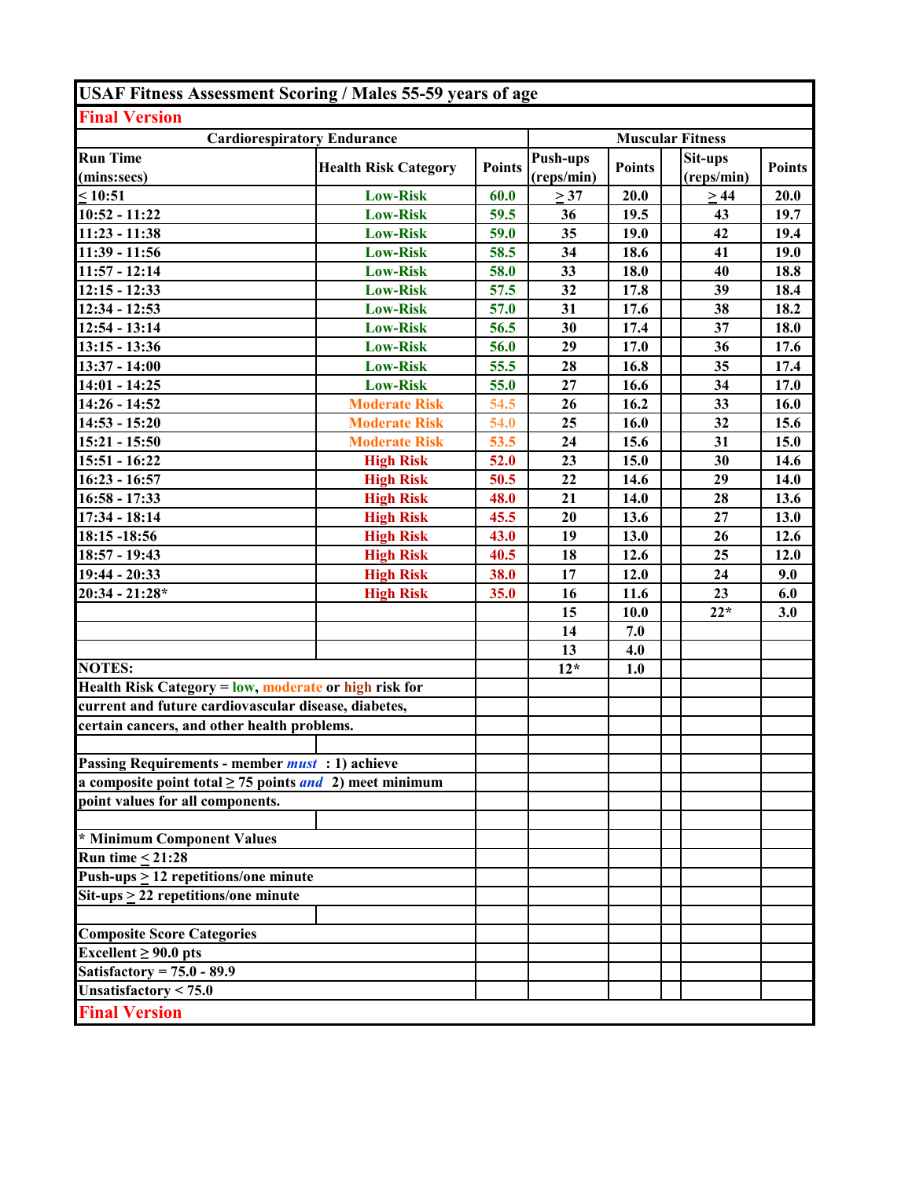# USAF Fitness Assessment Scoring / Males 55-59 years of age

**Final Version**

| Cardiorespiratory Endurance | | | Muscular Fitness | | | |
|---|---|---|---|---|---|---|
| Run Time (mins:secs) | Health Risk Category | Points | Push-ups (reps/min) | Points | Sit-ups (reps/min) | Points |
| ≤ 10:51 | Low-Risk | 60.0 | ≥ 37 | 20.0 | ≥ 44 | 20.0 |
| 10:52 - 11:22 | Low-Risk | 59.5 | 36 | 19.5 | 43 | 19.7 |
| 11:23 - 11:38 | Low-Risk | 59.0 | 35 | 19.0 | 42 | 19.4 |
| 11:39 - 11:56 | Low-Risk | 58.5 | 34 | 18.6 | 41 | 19.0 |
| 11:57 - 12:14 | Low-Risk | 58.0 | 33 | 18.0 | 40 | 18.8 |
| 12:15 - 12:33 | Low-Risk | 57.5 | 32 | 17.8 | 39 | 18.4 |
| 12:34 - 12:53 | Low-Risk | 57.0 | 31 | 17.6 | 38 | 18.2 |
| 12:54 - 13:14 | Low-Risk | 56.5 | 30 | 17.4 | 37 | 18.0 |
| 13:15 - 13:36 | Low-Risk | 56.0 | 29 | 17.0 | 36 | 17.6 |
| 13:37 - 14:00 | Low-Risk | 55.5 | 28 | 16.8 | 35 | 17.4 |
| 14:01 - 14:25 | Low-Risk | 55.0 | 27 | 16.6 | 34 | 17.0 |
| 14:26 - 14:52 | Moderate Risk | 54.5 | 26 | 16.2 | 33 | 16.0 |
| 14:53 - 15:20 | Moderate Risk | 54.0 | 25 | 16.0 | 32 | 15.6 |
| 15:21 - 15:50 | Moderate Risk | 53.5 | 24 | 15.6 | 31 | 15.0 |
| 15:51 - 16:22 | High Risk | 52.0 | 23 | 15.0 | 30 | 14.6 |
| 16:23 - 16:57 | High Risk | 50.5 | 22 | 14.6 | 29 | 14.0 |
| 16:58 - 17:33 | High Risk | 48.0 | 21 | 14.0 | 28 | 13.6 |
| 17:34 - 18:14 | High Risk | 45.5 | 20 | 13.6 | 27 | 13.0 |
| 18:15 -18:56 | High Risk | 43.0 | 19 | 13.0 | 26 | 12.6 |
| 18:57 - 19:43 | High Risk | 40.5 | 18 | 12.6 | 25 | 12.0 |
| 19:44 - 20:33 | High Risk | 38.0 | 17 | 12.0 | 24 | 9.0 |
| 20:34 - 21:28* | High Risk | 35.0 | 16 | 11.6 | 23 | 6.0 |
| | | | 15 | 10.0 | 22* | 3.0 |
| | | | 14 | 7.0 | | |
| | | | 13 | 4.0 | | |
| | | | 12* | 1.0 | | |

**NOTES:**

Health Risk Category = low, moderate or high risk for current and future cardiovascular disease, diabetes, certain cancers, and other health problems.

Passing Requirements - member *must* : 1) achieve a composite point total ≥ 75 points *and* 2) meet minimum point values for all components.

\* Minimum Component Values

Run time ≤ 21:28

Push-ups ≥ 12 repetitions/one minute

Sit-ups ≥ 22 repetitions/one minute

Composite Score Categories

Excellent ≥ 90.0 pts

Satisfactory = 75.0 - 89.9

Unsatisfactory < 75.0

**Final Version**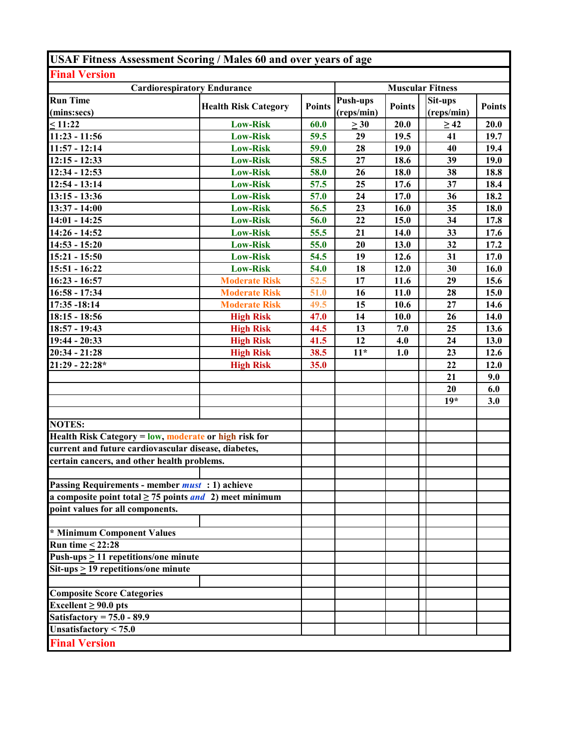# USAF Fitness Assessment Scoring / Males 60 and over years of age

**Final Version**

| Cardiorespiratory Endurance | | | Muscular Fitness | | | |
|---|---|---|---|---|---|---|
| Run Time (mins:secs) | Health Risk Category | Points | Push-ups (reps/min) | Points | Sit-ups (reps/min) | Points |
| ≤ 11:22 | Low-Risk | 60.0 | ≥ 30 | 20.0 | ≥ 42 | 20.0 |
| 11:23 - 11:56 | Low-Risk | 59.5 | 29 | 19.5 | 41 | 19.7 |
| 11:57 - 12:14 | Low-Risk | 59.0 | 28 | 19.0 | 40 | 19.4 |
| 12:15 - 12:33 | Low-Risk | 58.5 | 27 | 18.6 | 39 | 19.0 |
| 12:34 - 12:53 | Low-Risk | 58.0 | 26 | 18.0 | 38 | 18.8 |
| 12:54 - 13:14 | Low-Risk | 57.5 | 25 | 17.6 | 37 | 18.4 |
| 13:15 - 13:36 | Low-Risk | 57.0 | 24 | 17.0 | 36 | 18.2 |
| 13:37 - 14:00 | Low-Risk | 56.5 | 23 | 16.0 | 35 | 18.0 |
| 14:01 - 14:25 | Low-Risk | 56.0 | 22 | 15.0 | 34 | 17.8 |
| 14:26 - 14:52 | Low-Risk | 55.5 | 21 | 14.0 | 33 | 17.6 |
| 14:53 - 15:20 | Low-Risk | 55.0 | 20 | 13.0 | 32 | 17.2 |
| 15:21 - 15:50 | Low-Risk | 54.5 | 19 | 12.6 | 31 | 17.0 |
| 15:51 - 16:22 | Low-Risk | 54.0 | 18 | 12.0 | 30 | 16.0 |
| 16:23 - 16:57 | Moderate Risk | 52.5 | 17 | 11.6 | 29 | 15.6 |
| 16:58 - 17:34 | Moderate Risk | 51.0 | 16 | 11.0 | 28 | 15.0 |
| 17:35 -18:14 | Moderate Risk | 49.5 | 15 | 10.6 | 27 | 14.6 |
| 18:15 - 18:56 | High Risk | 47.0 | 14 | 10.0 | 26 | 14.0 |
| 18:57 - 19:43 | High Risk | 44.5 | 13 | 7.0 | 25 | 13.6 |
| 19:44 - 20:33 | High Risk | 41.5 | 12 | 4.0 | 24 | 13.0 |
| 20:34 - 21:28 | High Risk | 38.5 | 11* | 1.0 | 23 | 12.6 |
| 21:29 - 22:28* | High Risk | 35.0 | | | 22 | 12.0 |
| | | | | | 21 | 9.0 |
| | | | | | 20 | 6.0 |
| | | | | | 19* | 3.0 |

**NOTES:**

**Health Risk Category = low, moderate or high risk for current and future cardiovascular disease, diabetes, certain cancers, and other health problems.**

**Passing Requirements - member *must* : 1) achieve a composite point total ≥ 75 points *and* 2) meet minimum point values for all components.**

**\* Minimum Component Values**
**Run time ≤ 22:28**
**Push-ups ≥ 11 repetitions/one minute**
**Sit-ups ≥ 19 repetitions/one minute**

**Composite Score Categories**
**Excellent ≥ 90.0 pts**
**Satisfactory = 75.0 - 89.9**
**Unsatisfactory < 75.0**

**Final Version**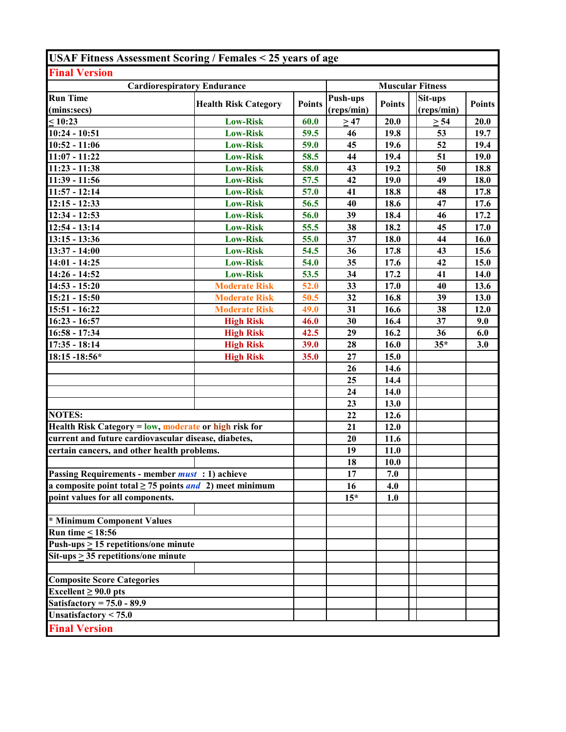# USAF Fitness Assessment Scoring / Females < 25 years of age

**Final Version**

| Cardiorespiratory Endurance | | | Muscular Fitness | | | |
|---|---|---|---|---|---|---|
| **Run Time (mins:secs)** | **Health Risk Category** | **Points** | **Push-ups (reps/min)** | **Points** | **Sit-ups (reps/min)** | **Points** |
| ≤ 10:23 | Low-Risk | 60.0 | ≥ 47 | 20.0 | ≥ 54 | 20.0 |
| 10:24 - 10:51 | Low-Risk | 59.5 | 46 | 19.8 | 53 | 19.7 |
| 10:52 - 11:06 | Low-Risk | 59.0 | 45 | 19.6 | 52 | 19.4 |
| 11:07 - 11:22 | Low-Risk | 58.5 | 44 | 19.4 | 51 | 19.0 |
| 11:23 - 11:38 | Low-Risk | 58.0 | 43 | 19.2 | 50 | 18.8 |
| 11:39 - 11:56 | Low-Risk | 57.5 | 42 | 19.0 | 49 | 18.0 |
| 11:57 - 12:14 | Low-Risk | 57.0 | 41 | 18.8 | 48 | 17.8 |
| 12:15 - 12:33 | Low-Risk | 56.5 | 40 | 18.6 | 47 | 17.6 |
| 12:34 - 12:53 | Low-Risk | 56.0 | 39 | 18.4 | 46 | 17.2 |
| 12:54 - 13:14 | Low-Risk | 55.5 | 38 | 18.2 | 45 | 17.0 |
| 13:15 - 13:36 | Low-Risk | 55.0 | 37 | 18.0 | 44 | 16.0 |
| 13:37 - 14:00 | Low-Risk | 54.5 | 36 | 17.8 | 43 | 15.6 |
| 14:01 - 14:25 | Low-Risk | 54.0 | 35 | 17.6 | 42 | 15.0 |
| 14:26 - 14:52 | Low-Risk | 53.5 | 34 | 17.2 | 41 | 14.0 |
| 14:53 - 15:20 | Moderate Risk | 52.0 | 33 | 17.0 | 40 | 13.6 |
| 15:21 - 15:50 | Moderate Risk | 50.5 | 32 | 16.8 | 39 | 13.0 |
| 15:51 - 16:22 | Moderate Risk | 49.0 | 31 | 16.6 | 38 | 12.0 |
| 16:23 - 16:57 | High Risk | 46.0 | 30 | 16.4 | 37 | 9.0 |
| 16:58 - 17:34 | High Risk | 42.5 | 29 | 16.2 | 36 | 6.0 |
| 17:35 - 18:14 | High Risk | 39.0 | 28 | 16.0 | 35* | 3.0 |
| 18:15 -18:56* | High Risk | 35.0 | 27 | 15.0 | | |
| | | | 26 | 14.6 | | |
| | | | 25 | 14.4 | | |
| | | | 24 | 14.0 | | |
| | | | 23 | 13.0 | | |
| | | | 22 | 12.6 | | |
| | | | 21 | 12.0 | | |
| | | | 20 | 11.6 | | |
| | | | 19 | 11.0 | | |
| | | | 18 | 10.0 | | |
| | | | 17 | 7.0 | | |
| | | | 16 | 4.0 | | |
| | | | 15* | 1.0 | | |

**NOTES:**

**Health Risk Category = low, moderate or high risk for current and future cardiovascular disease, diabetes, certain cancers, and other health problems.**

**Passing Requirements - member *must* : 1) achieve a composite point total ≥ 75 points *and* 2) meet minimum point values for all components.**

**\* Minimum Component Values**

**Run time ≤ 18:56**

**Push-ups ≥ 15 repetitions/one minute**

**Sit-ups ≥ 35 repetitions/one minute**

**Composite Score Categories**

**Excellent ≥ 90.0 pts**

**Satisfactory = 75.0 - 89.9**

**Unsatisfactory < 75.0**

**Final Version**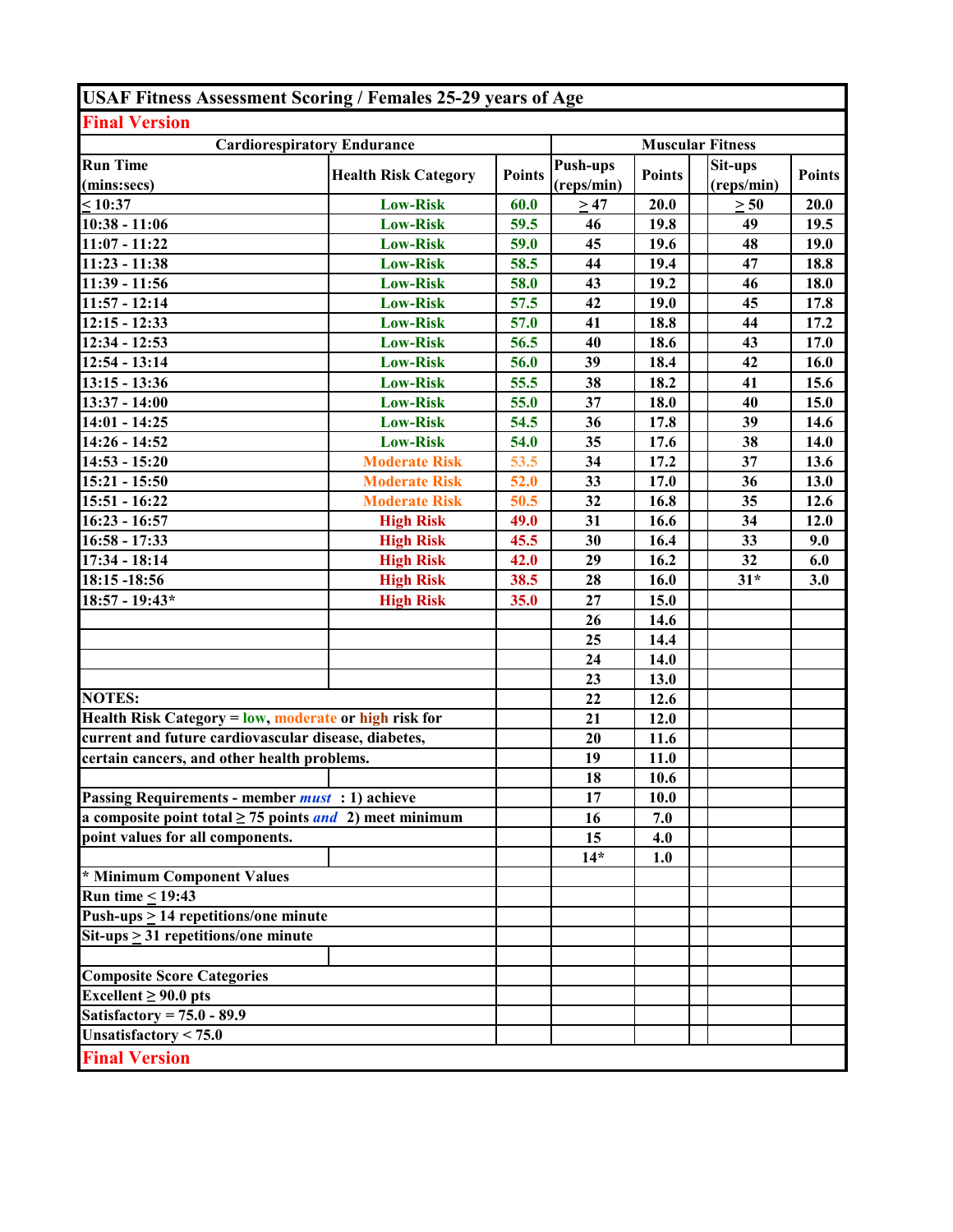## USAF Fitness Assessment Scoring / Females 25-29 years of Age

**Final Version**

| Cardiorespiratory Endurance | | | Muscular Fitness | | | |
|---|---|---|---|---|---|---|
| Run Time (mins:secs) | Health Risk Category | Points | Push-ups (reps/min) | Points | Sit-ups (reps/min) | Points |
| ≤ 10:37 | Low-Risk | 60.0 | ≥ 47 | 20.0 | ≥ 50 | 20.0 |
| 10:38 - 11:06 | Low-Risk | 59.5 | 46 | 19.8 | 49 | 19.5 |
| 11:07 - 11:22 | Low-Risk | 59.0 | 45 | 19.6 | 48 | 19.0 |
| 11:23 - 11:38 | Low-Risk | 58.5 | 44 | 19.4 | 47 | 18.8 |
| 11:39 - 11:56 | Low-Risk | 58.0 | 43 | 19.2 | 46 | 18.0 |
| 11:57 - 12:14 | Low-Risk | 57.5 | 42 | 19.0 | 45 | 17.8 |
| 12:15 - 12:33 | Low-Risk | 57.0 | 41 | 18.8 | 44 | 17.2 |
| 12:34 - 12:53 | Low-Risk | 56.5 | 40 | 18.6 | 43 | 17.0 |
| 12:54 - 13:14 | Low-Risk | 56.0 | 39 | 18.4 | 42 | 16.0 |
| 13:15 - 13:36 | Low-Risk | 55.5 | 38 | 18.2 | 41 | 15.6 |
| 13:37 - 14:00 | Low-Risk | 55.0 | 37 | 18.0 | 40 | 15.0 |
| 14:01 - 14:25 | Low-Risk | 54.5 | 36 | 17.8 | 39 | 14.6 |
| 14:26 - 14:52 | Low-Risk | 54.0 | 35 | 17.6 | 38 | 14.0 |
| 14:53 - 15:20 | Moderate Risk | 53.5 | 34 | 17.2 | 37 | 13.6 |
| 15:21 - 15:50 | Moderate Risk | 52.0 | 33 | 17.0 | 36 | 13.0 |
| 15:51 - 16:22 | Moderate Risk | 50.5 | 32 | 16.8 | 35 | 12.6 |
| 16:23 - 16:57 | High Risk | 49.0 | 31 | 16.6 | 34 | 12.0 |
| 16:58 - 17:33 | High Risk | 45.5 | 30 | 16.4 | 33 | 9.0 |
| 17:34 - 18:14 | High Risk | 42.0 | 29 | 16.2 | 32 | 6.0 |
| 18:15 -18:56 | High Risk | 38.5 | 28 | 16.0 | 31* | 3.0 |
| 18:57 - 19:43* | High Risk | 35.0 | 27 | 15.0 | | |
| | | | 26 | 14.6 | | |
| | | | 25 | 14.4 | | |
| | | | 24 | 14.0 | | |
| | | | 23 | 13.0 | | |
| | | | 22 | 12.6 | | |
| | | | 21 | 12.0 | | |
| | | | 20 | 11.6 | | |
| | | | 19 | 11.0 | | |
| | | | 18 | 10.6 | | |
| | | | 17 | 10.0 | | |
| | | | 16 | 7.0 | | |
| | | | 15 | 4.0 | | |
| | | | 14* | 1.0 | | |

**NOTES:**

**Health Risk Category = low, moderate or high risk for current and future cardiovascular disease, diabetes, certain cancers, and other health problems.**

**Passing Requirements - member *must* : 1) achieve a composite point total ≥ 75 points *and* 2) meet minimum point values for all components.**

**\* Minimum Component Values**
**Run time ≤ 19:43**
**Push-ups ≥ 14 repetitions/one minute**
**Sit-ups ≥ 31 repetitions/one minute**

**Composite Score Categories**
**Excellent ≥ 90.0 pts**
**Satisfactory = 75.0 - 89.9**
**Unsatisfactory < 75.0**

**Final Version**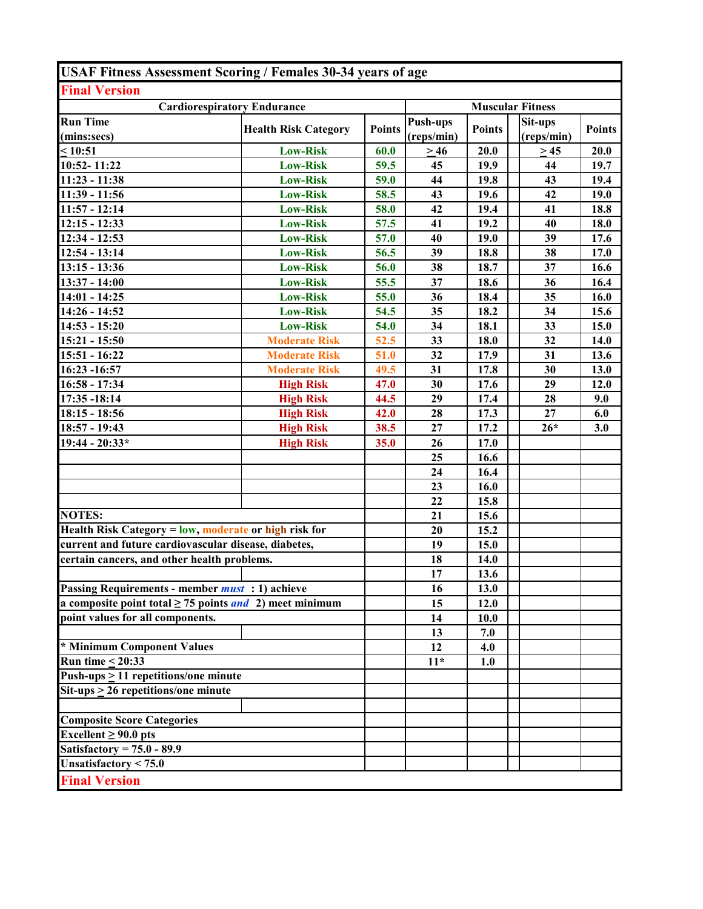# USAF Fitness Assessment Scoring / Females 30-34 years of age

**Final Version**

| Cardiorespiratory Endurance | | | Muscular Fitness | | | |
|---|---|---|---|---|---|---|
| Run Time (mins:secs) | Health Risk Category | Points | Push-ups (reps/min) | Points | Sit-ups (reps/min) | Points |
| ≤ 10:51 | Low-Risk | 60.0 | ≥ 46 | 20.0 | ≥ 45 | 20.0 |
| 10:52- 11:22 | Low-Risk | 59.5 | 45 | 19.9 | 44 | 19.7 |
| 11:23 - 11:38 | Low-Risk | 59.0 | 44 | 19.8 | 43 | 19.4 |
| 11:39 - 11:56 | Low-Risk | 58.5 | 43 | 19.6 | 42 | 19.0 |
| 11:57 - 12:14 | Low-Risk | 58.0 | 42 | 19.4 | 41 | 18.8 |
| 12:15 - 12:33 | Low-Risk | 57.5 | 41 | 19.2 | 40 | 18.0 |
| 12:34 - 12:53 | Low-Risk | 57.0 | 40 | 19.0 | 39 | 17.6 |
| 12:54 - 13:14 | Low-Risk | 56.5 | 39 | 18.8 | 38 | 17.0 |
| 13:15 - 13:36 | Low-Risk | 56.0 | 38 | 18.7 | 37 | 16.6 |
| 13:37 - 14:00 | Low-Risk | 55.5 | 37 | 18.6 | 36 | 16.4 |
| 14:01 - 14:25 | Low-Risk | 55.0 | 36 | 18.4 | 35 | 16.0 |
| 14:26 - 14:52 | Low-Risk | 54.5 | 35 | 18.2 | 34 | 15.6 |
| 14:53 - 15:20 | Low-Risk | 54.0 | 34 | 18.1 | 33 | 15.0 |
| 15:21 - 15:50 | Moderate Risk | 52.5 | 33 | 18.0 | 32 | 14.0 |
| 15:51 - 16:22 | Moderate Risk | 51.0 | 32 | 17.9 | 31 | 13.6 |
| 16:23 -16:57 | Moderate Risk | 49.5 | 31 | 17.8 | 30 | 13.0 |
| 16:58 - 17:34 | High Risk | 47.0 | 30 | 17.6 | 29 | 12.0 |
| 17:35 -18:14 | High Risk | 44.5 | 29 | 17.4 | 28 | 9.0 |
| 18:15 - 18:56 | High Risk | 42.0 | 28 | 17.3 | 27 | 6.0 |
| 18:57 - 19:43 | High Risk | 38.5 | 27 | 17.2 | 26* | 3.0 |
| 19:44 - 20:33* | High Risk | 35.0 | 26 | 17.0 | | |
| | | | 25 | 16.6 | | |
| | | | 24 | 16.4 | | |
| | | | 23 | 16.0 | | |
| | | | 22 | 15.8 | | |
| | | | 21 | 15.6 | | |
| | | | 20 | 15.2 | | |
| | | | 19 | 15.0 | | |
| | | | 18 | 14.0 | | |
| | | | 17 | 13.6 | | |
| | | | 16 | 13.0 | | |
| | | | 15 | 12.0 | | |
| | | | 14 | 10.0 | | |
| | | | 13 | 7.0 | | |
| | | | 12 | 4.0 | | |
| | | | 11* | 1.0 | | |

**NOTES:**

**Health Risk Category = low, moderate or high risk for current and future cardiovascular disease, diabetes, certain cancers, and other health problems.**

**Passing Requirements - member *must* : 1) achieve a composite point total ≥ 75 points *and* 2) meet minimum point values for all components.**

**\* Minimum Component Values**
**Run time ≤ 20:33**
**Push-ups ≥ 11 repetitions/one minute**
**Sit-ups ≥ 26 repetitions/one minute**

**Composite Score Categories**
**Excellent ≥ 90.0 pts**
**Satisfactory = 75.0 - 89.9**
**Unsatisfactory < 75.0**

**Final Version**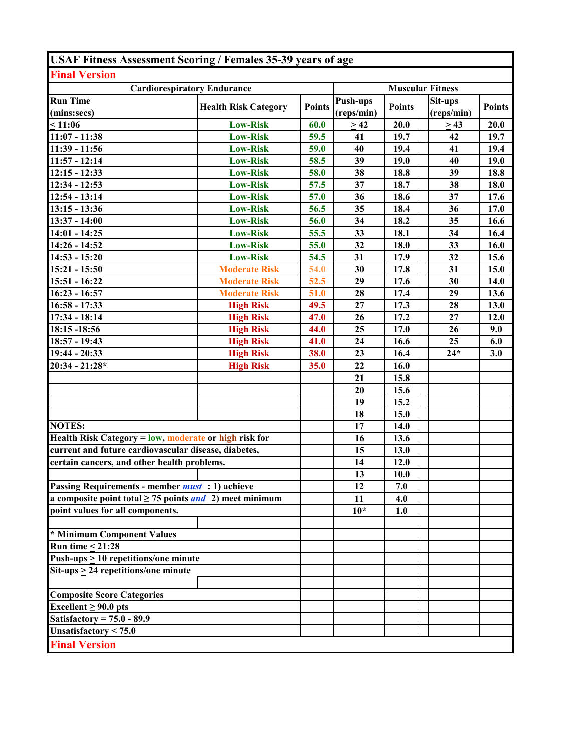## USAF Fitness Assessment Scoring / Females 35-39 years of age

**Final Version**

| Cardiorespiratory Endurance | | | Muscular Fitness | | | |
|---|---|---|---|---|---|---|
| Run Time (mins:secs) | Health Risk Category | Points | Push-ups (reps/min) | Points | Sit-ups (reps/min) | Points |
| ≤ 11:06 | Low-Risk | 60.0 | ≥ 42 | 20.0 | ≥ 43 | 20.0 |
| 11:07 - 11:38 | Low-Risk | 59.5 | 41 | 19.7 | 42 | 19.7 |
| 11:39 - 11:56 | Low-Risk | 59.0 | 40 | 19.4 | 41 | 19.4 |
| 11:57 - 12:14 | Low-Risk | 58.5 | 39 | 19.0 | 40 | 19.0 |
| 12:15 - 12:33 | Low-Risk | 58.0 | 38 | 18.8 | 39 | 18.8 |
| 12:34 - 12:53 | Low-Risk | 57.5 | 37 | 18.7 | 38 | 18.0 |
| 12:54 - 13:14 | Low-Risk | 57.0 | 36 | 18.6 | 37 | 17.6 |
| 13:15 - 13:36 | Low-Risk | 56.5 | 35 | 18.4 | 36 | 17.0 |
| 13:37 - 14:00 | Low-Risk | 56.0 | 34 | 18.2 | 35 | 16.6 |
| 14:01 - 14:25 | Low-Risk | 55.5 | 33 | 18.1 | 34 | 16.4 |
| 14:26 - 14:52 | Low-Risk | 55.0 | 32 | 18.0 | 33 | 16.0 |
| 14:53 - 15:20 | Low-Risk | 54.5 | 31 | 17.9 | 32 | 15.6 |
| 15:21 - 15:50 | Moderate Risk | 54.0 | 30 | 17.8 | 31 | 15.0 |
| 15:51 - 16:22 | Moderate Risk | 52.5 | 29 | 17.6 | 30 | 14.0 |
| 16:23 - 16:57 | Moderate Risk | 51.0 | 28 | 17.4 | 29 | 13.6 |
| 16:58 - 17:33 | High Risk | 49.5 | 27 | 17.3 | 28 | 13.0 |
| 17:34 - 18:14 | High Risk | 47.0 | 26 | 17.2 | 27 | 12.0 |
| 18:15 -18:56 | High Risk | 44.0 | 25 | 17.0 | 26 | 9.0 |
| 18:57 - 19:43 | High Risk | 41.0 | 24 | 16.6 | 25 | 6.0 |
| 19:44 - 20:33 | High Risk | 38.0 | 23 | 16.4 | 24* | 3.0 |
| 20:34 - 21:28* | High Risk | 35.0 | 22 | 16.0 | | |
| | | | 21 | 15.8 | | |
| | | | 20 | 15.6 | | |
| | | | 19 | 15.2 | | |
| | | | 18 | 15.0 | | |
| | | | 17 | 14.0 | | |
| | | | 16 | 13.6 | | |
| | | | 15 | 13.0 | | |
| | | | 14 | 12.0 | | |
| | | | 13 | 10.0 | | |
| | | | 12 | 7.0 | | |
| | | | 11 | 4.0 | | |
| | | | 10* | 1.0 | | |

**NOTES:**

**Health Risk Category = low, moderate or high risk for current and future cardiovascular disease, diabetes, certain cancers, and other health problems.**

**Passing Requirements - member *must* : 1) achieve a composite point total ≥ 75 points *and* 2) meet minimum point values for all components.**

**\* Minimum Component Values**
**Run time ≤ 21:28**
**Push-ups ≥ 10 repetitions/one minute**
**Sit-ups ≥ 24 repetitions/one minute**

**Composite Score Categories**
**Excellent ≥ 90.0 pts**
**Satisfactory = 75.0 - 89.9**
**Unsatisfactory < 75.0**

**Final Version**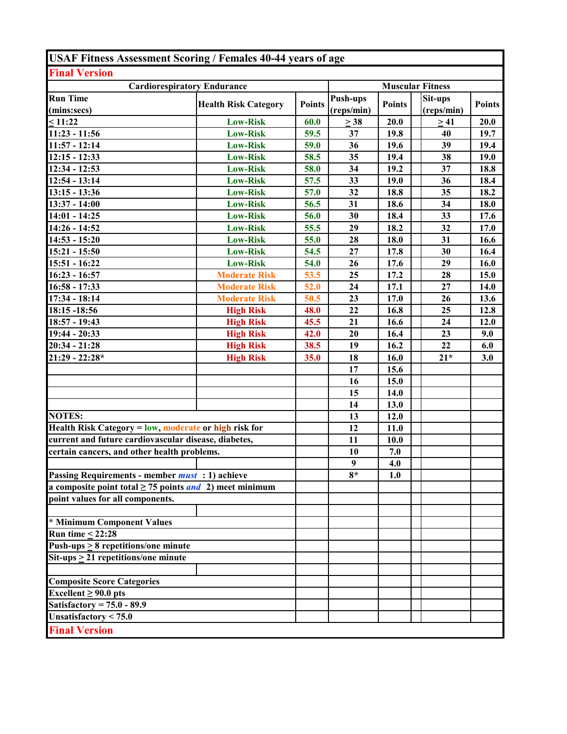## USAF Fitness Assessment Scoring / Females 40-44 years of age

**Final Version**

| Cardiorespiratory Endurance | | | Muscular Fitness | | | |
|---|---|---|---|---|---|---|
| **Run Time (mins:secs)** | **Health Risk Category** | **Points** | **Push-ups (reps/min)** | **Points** | **Sit-ups (reps/min)** | **Points** |
| ≤ 11:22 | Low-Risk | 60.0 | ≥ 38 | 20.0 | ≥ 41 | 20.0 |
| 11:23 - 11:56 | Low-Risk | 59.5 | 37 | 19.8 | 40 | 19.7 |
| 11:57 - 12:14 | Low-Risk | 59.0 | 36 | 19.6 | 39 | 19.4 |
| 12:15 - 12:33 | Low-Risk | 58.5 | 35 | 19.4 | 38 | 19.0 |
| 12:34 - 12:53 | Low-Risk | 58.0 | 34 | 19.2 | 37 | 18.8 |
| 12:54 - 13:14 | Low-Risk | 57.5 | 33 | 19.0 | 36 | 18.4 |
| 13:15 - 13:36 | Low-Risk | 57.0 | 32 | 18.8 | 35 | 18.2 |
| 13:37 - 14:00 | Low-Risk | 56.5 | 31 | 18.6 | 34 | 18.0 |
| 14:01 - 14:25 | Low-Risk | 56.0 | 30 | 18.4 | 33 | 17.6 |
| 14:26 - 14:52 | Low-Risk | 55.5 | 29 | 18.2 | 32 | 17.0 |
| 14:53 - 15:20 | Low-Risk | 55.0 | 28 | 18.0 | 31 | 16.6 |
| 15:21 - 15:50 | Low-Risk | 54.5 | 27 | 17.8 | 30 | 16.4 |
| 15:51 - 16:22 | Low-Risk | 54.0 | 26 | 17.6 | 29 | 16.0 |
| 16:23 - 16:57 | Moderate Risk | 53.5 | 25 | 17.2 | 28 | 15.0 |
| 16:58 - 17:33 | Moderate Risk | 52.0 | 24 | 17.1 | 27 | 14.0 |
| 17:34 - 18:14 | Moderate Risk | 50.5 | 23 | 17.0 | 26 | 13.6 |
| 18:15 -18:56 | High Risk | 48.0 | 22 | 16.8 | 25 | 12.8 |
| 18:57 - 19:43 | High Risk | 45.5 | 21 | 16.6 | 24 | 12.0 |
| 19:44 - 20:33 | High Risk | 42.0 | 20 | 16.4 | 23 | 9.0 |
| 20:34 - 21:28 | High Risk | 38.5 | 19 | 16.2 | 22 | 6.0 |
| 21:29 - 22:28* | High Risk | 35.0 | 18 | 16.0 | 21* | 3.0 |
| | | | 17 | 15.6 | | |
| | | | 16 | 15.0 | | |
| | | | 15 | 14.0 | | |
| | | | 14 | 13.0 | | |
| | | | 13 | 12.0 | | |
| | | | 12 | 11.0 | | |
| | | | 11 | 10.0 | | |
| | | | 10 | 7.0 | | |
| | | | 9 | 4.0 | | |
| | | | 8* | 1.0 | | |

**NOTES:**

**Health Risk Category = low, moderate or high risk for current and future cardiovascular disease, diabetes, certain cancers, and other health problems.**

**Passing Requirements - member *must* : 1) achieve a composite point total ≥ 75 points *and* 2) meet minimum point values for all components.**

**\* Minimum Component Values**
**Run time ≤ 22:28**
**Push-ups ≥ 8 repetitions/one minute**
**Sit-ups ≥ 21 repetitions/one minute**

**Composite Score Categories**
**Excellent ≥ 90.0 pts**
**Satisfactory = 75.0 - 89.9**
**Unsatisfactory < 75.0**

**Final Version**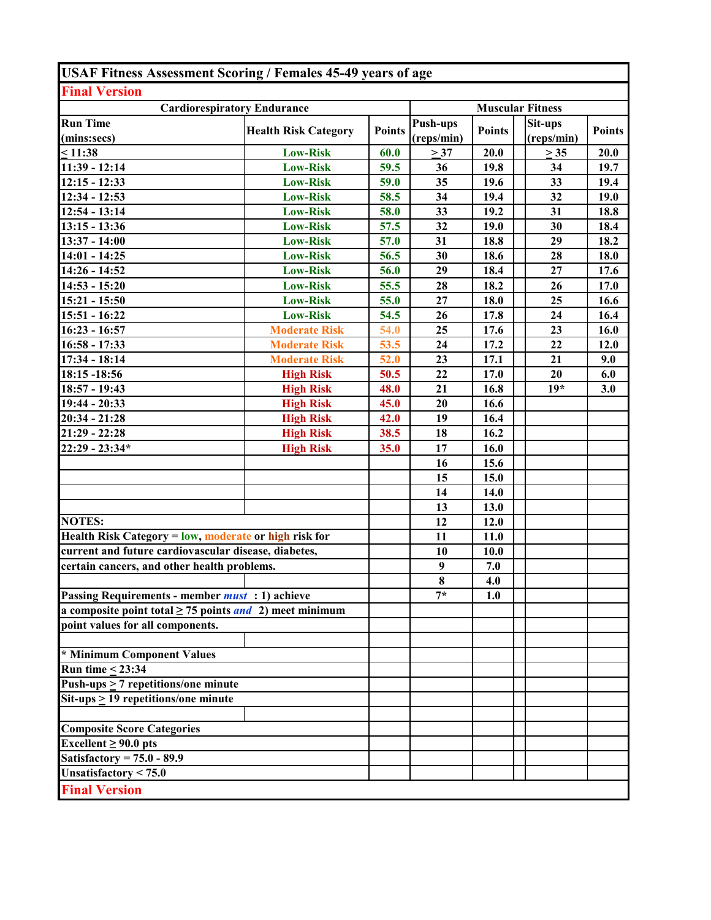# USAF Fitness Assessment Scoring / Females 45-49 years of age

**Final Version**

| Cardiorespiratory Endurance | | | Muscular Fitness | | | |
|---|---|---|---|---|---|---|
| Run Time (mins:secs) | Health Risk Category | Points | Push-ups (reps/min) | Points | Sit-ups (reps/min) | Points |
| ≤ 11:38 | Low-Risk | 60.0 | ≥ 37 | 20.0 | ≥ 35 | 20.0 |
| 11:39 - 12:14 | Low-Risk | 59.5 | 36 | 19.8 | 34 | 19.7 |
| 12:15 - 12:33 | Low-Risk | 59.0 | 35 | 19.6 | 33 | 19.4 |
| 12:34 - 12:53 | Low-Risk | 58.5 | 34 | 19.4 | 32 | 19.0 |
| 12:54 - 13:14 | Low-Risk | 58.0 | 33 | 19.2 | 31 | 18.8 |
| 13:15 - 13:36 | Low-Risk | 57.5 | 32 | 19.0 | 30 | 18.4 |
| 13:37 - 14:00 | Low-Risk | 57.0 | 31 | 18.8 | 29 | 18.2 |
| 14:01 - 14:25 | Low-Risk | 56.5 | 30 | 18.6 | 28 | 18.0 |
| 14:26 - 14:52 | Low-Risk | 56.0 | 29 | 18.4 | 27 | 17.6 |
| 14:53 - 15:20 | Low-Risk | 55.5 | 28 | 18.2 | 26 | 17.0 |
| 15:21 - 15:50 | Low-Risk | 55.0 | 27 | 18.0 | 25 | 16.6 |
| 15:51 - 16:22 | Low-Risk | 54.5 | 26 | 17.8 | 24 | 16.4 |
| 16:23 - 16:57 | Moderate Risk | 54.0 | 25 | 17.6 | 23 | 16.0 |
| 16:58 - 17:33 | Moderate Risk | 53.5 | 24 | 17.2 | 22 | 12.0 |
| 17:34 - 18:14 | Moderate Risk | 52.0 | 23 | 17.1 | 21 | 9.0 |
| 18:15 -18:56 | High Risk | 50.5 | 22 | 17.0 | 20 | 6.0 |
| 18:57 - 19:43 | High Risk | 48.0 | 21 | 16.8 | 19* | 3.0 |
| 19:44 - 20:33 | High Risk | 45.0 | 20 | 16.6 | | |
| 20:34 - 21:28 | High Risk | 42.0 | 19 | 16.4 | | |
| 21:29 - 22:28 | High Risk | 38.5 | 18 | 16.2 | | |
| 22:29 - 23:34* | High Risk | 35.0 | 17 | 16.0 | | |
| | | | 16 | 15.6 | | |
| | | | 15 | 15.0 | | |
| | | | 14 | 14.0 | | |
| | | | 13 | 13.0 | | |
| | | | 12 | 12.0 | | |
| | | | 11 | 11.0 | | |
| | | | 10 | 10.0 | | |
| | | | 9 | 7.0 | | |
| | | | 8 | 4.0 | | |
| | | | 7* | 1.0 | | |

**NOTES:**

**Health Risk Category = low, moderate or high risk for current and future cardiovascular disease, diabetes, certain cancers, and other health problems.**

**Passing Requirements - member *must* : 1) achieve a composite point total ≥ 75 points *and* 2) meet minimum point values for all components.**

**\* Minimum Component Values**
**Run time ≤ 23:34**
**Push-ups ≥ 7 repetitions/one minute**
**Sit-ups ≥ 19 repetitions/one minute**

**Composite Score Categories**
**Excellent ≥ 90.0 pts**
**Satisfactory = 75.0 - 89.9**
**Unsatisfactory < 75.0**

**Final Version**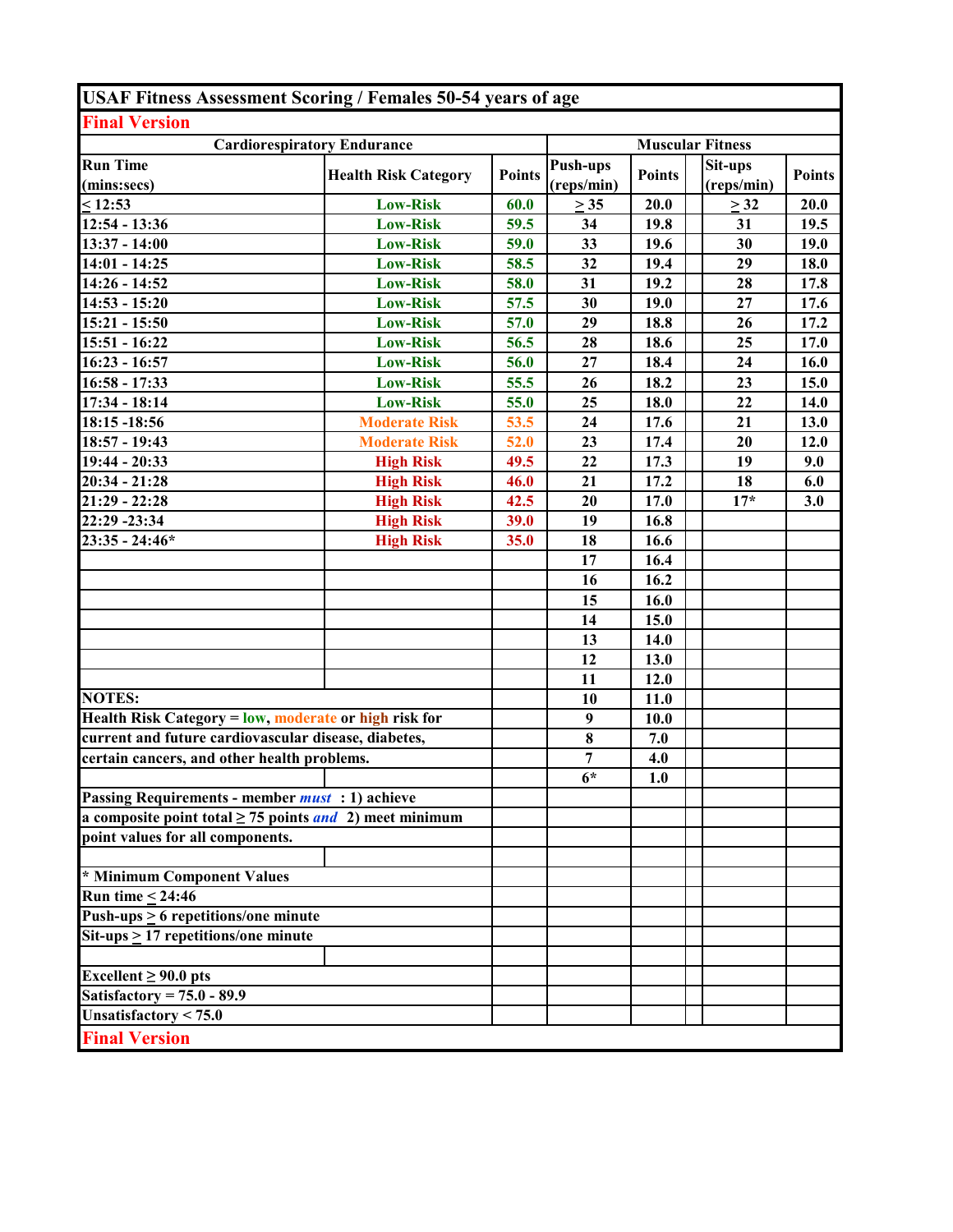## USAF Fitness Assessment Scoring / Females 50-54 years of age

**Final Version**

| Cardiorespiratory Endurance | | | Muscular Fitness | | | |
|---|---|---|---|---|---|---|
| **Run Time (mins:secs)** | **Health Risk Category** | **Points** | **Push-ups (reps/min)** | **Points** | **Sit-ups (reps/min)** | **Points** |
| ≤ 12:53 | Low-Risk | 60.0 | ≥ 35 | 20.0 | ≥ 32 | 20.0 |
| 12:54 - 13:36 | Low-Risk | 59.5 | 34 | 19.8 | 31 | 19.5 |
| 13:37 - 14:00 | Low-Risk | 59.0 | 33 | 19.6 | 30 | 19.0 |
| 14:01 - 14:25 | Low-Risk | 58.5 | 32 | 19.4 | 29 | 18.0 |
| 14:26 - 14:52 | Low-Risk | 58.0 | 31 | 19.2 | 28 | 17.8 |
| 14:53 - 15:20 | Low-Risk | 57.5 | 30 | 19.0 | 27 | 17.6 |
| 15:21 - 15:50 | Low-Risk | 57.0 | 29 | 18.8 | 26 | 17.2 |
| 15:51 - 16:22 | Low-Risk | 56.5 | 28 | 18.6 | 25 | 17.0 |
| 16:23 - 16:57 | Low-Risk | 56.0 | 27 | 18.4 | 24 | 16.0 |
| 16:58 - 17:33 | Low-Risk | 55.5 | 26 | 18.2 | 23 | 15.0 |
| 17:34 - 18:14 | Low-Risk | 55.0 | 25 | 18.0 | 22 | 14.0 |
| 18:15 -18:56 | Moderate Risk | 53.5 | 24 | 17.6 | 21 | 13.0 |
| 18:57 - 19:43 | Moderate Risk | 52.0 | 23 | 17.4 | 20 | 12.0 |
| 19:44 - 20:33 | High Risk | 49.5 | 22 | 17.3 | 19 | 9.0 |
| 20:34 - 21:28 | High Risk | 46.0 | 21 | 17.2 | 18 | 6.0 |
| 21:29 - 22:28 | High Risk | 42.5 | 20 | 17.0 | 17* | 3.0 |
| 22:29 -23:34 | High Risk | 39.0 | 19 | 16.8 | | |
| 23:35 - 24:46* | High Risk | 35.0 | 18 | 16.6 | | |
| | | | 17 | 16.4 | | |
| | | | 16 | 16.2 | | |
| | | | 15 | 16.0 | | |
| | | | 14 | 15.0 | | |
| | | | 13 | 14.0 | | |
| | | | 12 | 13.0 | | |
| | | | 11 | 12.0 | | |
| | | | 10 | 11.0 | | |
| | | | 9 | 10.0 | | |
| | | | 8 | 7.0 | | |
| | | | 7 | 4.0 | | |
| | | | 6* | 1.0 | | |

**NOTES:**

**Health Risk Category = low, moderate or high risk for current and future cardiovascular disease, diabetes, certain cancers, and other health problems.**

**Passing Requirements - member *must* : 1) achieve a composite point total ≥ 75 points *and* 2) meet minimum point values for all components.**

**\* Minimum Component Values**

**Run time ≤ 24:46**

**Push-ups ≥ 6 repetitions/one minute**

**Sit-ups ≥ 17 repetitions/one minute**

**Excellent ≥ 90.0 pts**

**Satisfactory = 75.0 - 89.9**

**Unsatisfactory < 75.0**

**Final Version**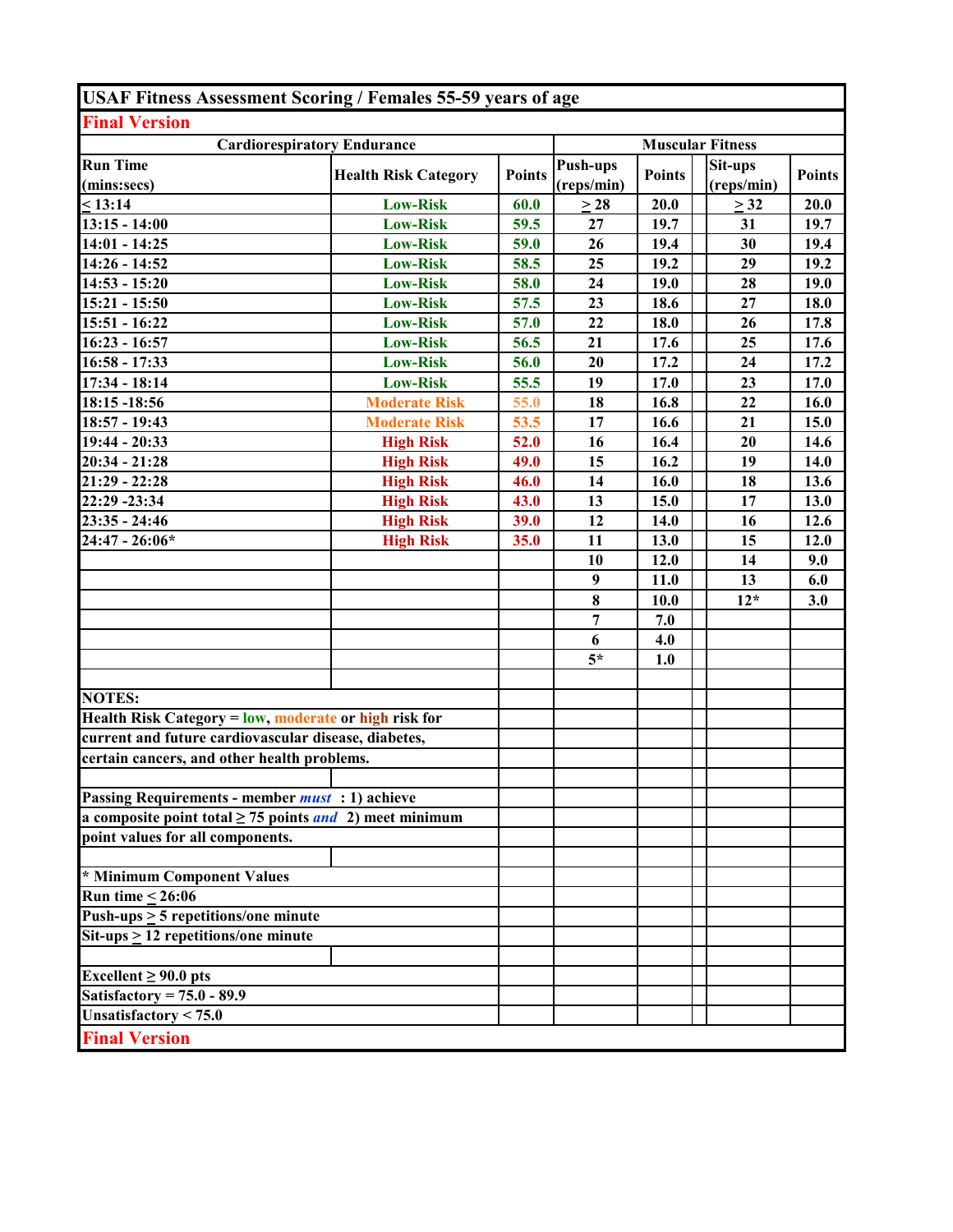## USAF Fitness Assessment Scoring / Females 55-59 years of age

**Final Version**

| Cardiorespiratory Endurance | | | Muscular Fitness | | | |
|---|---|---|---|---|---|---|
| Run Time (mins:secs) | Health Risk Category | Points | Push-ups (reps/min) | Points | Sit-ups (reps/min) | Points |
| ≤ 13:14 | Low-Risk | 60.0 | ≥ 28 | 20.0 | ≥ 32 | 20.0 |
| 13:15 - 14:00 | Low-Risk | 59.5 | 27 | 19.7 | 31 | 19.7 |
| 14:01 - 14:25 | Low-Risk | 59.0 | 26 | 19.4 | 30 | 19.4 |
| 14:26 - 14:52 | Low-Risk | 58.5 | 25 | 19.2 | 29 | 19.2 |
| 14:53 - 15:20 | Low-Risk | 58.0 | 24 | 19.0 | 28 | 19.0 |
| 15:21 - 15:50 | Low-Risk | 57.5 | 23 | 18.6 | 27 | 18.0 |
| 15:51 - 16:22 | Low-Risk | 57.0 | 22 | 18.0 | 26 | 17.8 |
| 16:23 - 16:57 | Low-Risk | 56.5 | 21 | 17.6 | 25 | 17.6 |
| 16:58 - 17:33 | Low-Risk | 56.0 | 20 | 17.2 | 24 | 17.2 |
| 17:34 - 18:14 | Low-Risk | 55.5 | 19 | 17.0 | 23 | 17.0 |
| 18:15 -18:56 | Moderate Risk | 55.0 | 18 | 16.8 | 22 | 16.0 |
| 18:57 - 19:43 | Moderate Risk | 53.5 | 17 | 16.6 | 21 | 15.0 |
| 19:44 - 20:33 | High Risk | 52.0 | 16 | 16.4 | 20 | 14.6 |
| 20:34 - 21:28 | High Risk | 49.0 | 15 | 16.2 | 19 | 14.0 |
| 21:29 - 22:28 | High Risk | 46.0 | 14 | 16.0 | 18 | 13.6 |
| 22:29 -23:34 | High Risk | 43.0 | 13 | 15.0 | 17 | 13.0 |
| 23:35 - 24:46 | High Risk | 39.0 | 12 | 14.0 | 16 | 12.6 |
| 24:47 - 26:06* | High Risk | 35.0 | 11 | 13.0 | 15 | 12.0 |
| | | | 10 | 12.0 | 14 | 9.0 |
| | | | 9 | 11.0 | 13 | 6.0 |
| | | | 8 | 10.0 | 12* | 3.0 |
| | | | 7 | 7.0 | | |
| | | | 6 | 4.0 | | |
| | | | 5* | 1.0 | | |

**NOTES:**

**Health Risk Category = low, moderate or high risk for current and future cardiovascular disease, diabetes, certain cancers, and other health problems.**

**Passing Requirements - member *must* : 1) achieve a composite point total ≥ 75 points *and* 2) meet minimum point values for all components.**

**\* Minimum Component Values**
**Run time ≤ 26:06**
**Push-ups ≥ 5 repetitions/one minute**
**Sit-ups ≥ 12 repetitions/one minute**

**Excellent ≥ 90.0 pts**
**Satisfactory = 75.0 - 89.9**
**Unsatisfactory < 75.0**

**Final Version**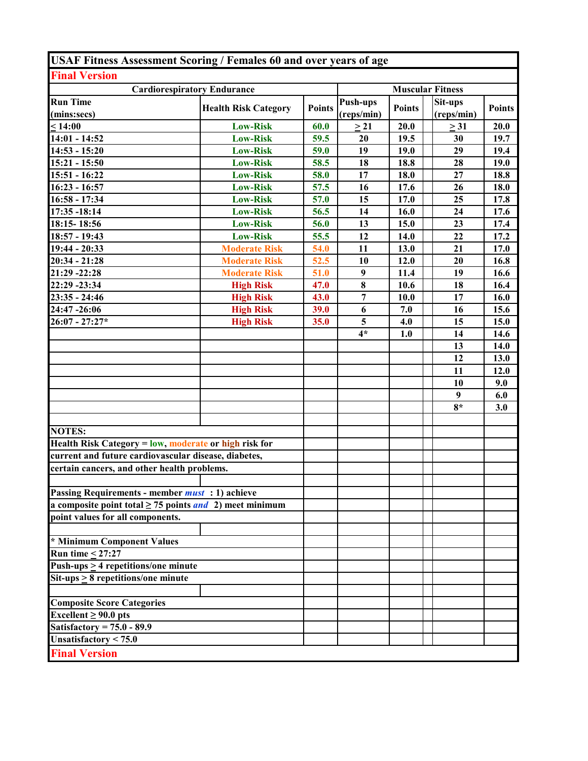## USAF Fitness Assessment Scoring / Females 60 and over years of age

**Final Version**

| Cardiorespiratory Endurance | | | Muscular Fitness | | | |
|---|---|---|---|---|---|---|
| Run Time (mins:secs) | Health Risk Category | Points | Push-ups (reps/min) | Points | Sit-ups (reps/min) | Points |
| ≤ 14:00 | Low-Risk | 60.0 | ≥ 21 | 20.0 | ≥ 31 | 20.0 |
| 14:01 - 14:52 | Low-Risk | 59.5 | 20 | 19.5 | 30 | 19.7 |
| 14:53 - 15:20 | Low-Risk | 59.0 | 19 | 19.0 | 29 | 19.4 |
| 15:21 - 15:50 | Low-Risk | 58.5 | 18 | 18.8 | 28 | 19.0 |
| 15:51 - 16:22 | Low-Risk | 58.0 | 17 | 18.0 | 27 | 18.8 |
| 16:23 - 16:57 | Low-Risk | 57.5 | 16 | 17.6 | 26 | 18.0 |
| 16:58 - 17:34 | Low-Risk | 57.0 | 15 | 17.0 | 25 | 17.8 |
| 17:35 -18:14 | Low-Risk | 56.5 | 14 | 16.0 | 24 | 17.6 |
| 18:15- 18:56 | Low-Risk | 56.0 | 13 | 15.0 | 23 | 17.4 |
| 18:57 - 19:43 | Low-Risk | 55.5 | 12 | 14.0 | 22 | 17.2 |
| 19:44 - 20:33 | Moderate Risk | 54.0 | 11 | 13.0 | 21 | 17.0 |
| 20:34 - 21:28 | Moderate Risk | 52.5 | 10 | 12.0 | 20 | 16.8 |
| 21:29 -22:28 | Moderate Risk | 51.0 | 9 | 11.4 | 19 | 16.6 |
| 22:29 -23:34 | High Risk | 47.0 | 8 | 10.6 | 18 | 16.4 |
| 23:35 - 24:46 | High Risk | 43.0 | 7 | 10.0 | 17 | 16.0 |
| 24:47 -26:06 | High Risk | 39.0 | 6 | 7.0 | 16 | 15.6 |
| 26:07 - 27:27* | High Risk | 35.0 | 5 | 4.0 | 15 | 15.0 |
| | | | 4* | 1.0 | 14 | 14.6 |
| | | | | | 13 | 14.0 |
| | | | | | 12 | 13.0 |
| | | | | | 11 | 12.0 |
| | | | | | 10 | 9.0 |
| | | | | | 9 | 6.0 |
| | | | | | 8* | 3.0 |

**NOTES:**

**Health Risk Category = low, moderate or high risk for current and future cardiovascular disease, diabetes, certain cancers, and other health problems.**

**Passing Requirements - member *must* : 1) achieve a composite point total ≥ 75 points *and* 2) meet minimum point values for all components.**

**\* Minimum Component Values**
**Run time ≤ 27:27**
**Push-ups ≥ 4 repetitions/one minute**
**Sit-ups ≥ 8 repetitions/one minute**

**Composite Score Categories**
**Excellent ≥ 90.0 pts**
**Satisfactory = 75.0 - 89.9**
**Unsatisfactory < 75.0**

**Final Version**